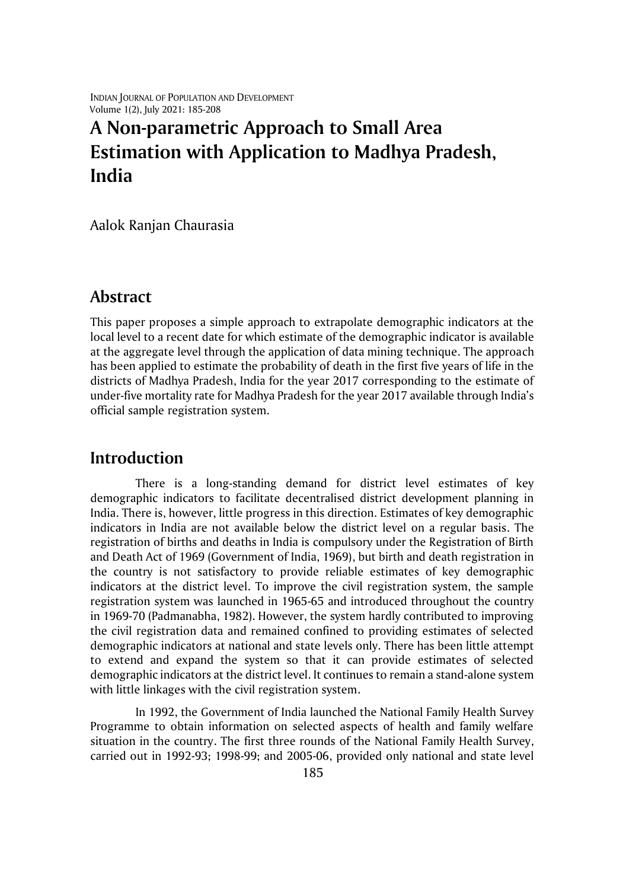# A Non-parametric Approach to Small Area Estimation with Application to Madhya Pradesh, India

Aalok Ranjan Chaurasia

## Abstract

This paper proposes a simple approach to extrapolate demographic indicators at the local level to a recent date for which estimate of the demographic indicator is available at the aggregate level through the application of data mining technique. The approach has been applied to estimate the probability of death in the first five years of life in the districts of Madhya Pradesh, India for the year 2017 corresponding to the estimate of under-five mortality rate for Madhya Pradesh for the year 2017 available through India's official sample registration system.

## Introduction

There is a long-standing demand for district level estimates of key demographic indicators to facilitate decentralised district development planning in India. There is, however, little progress in this direction. Estimates of key demographic indicators in India are not available below the district level on a regular basis. The registration of births and deaths in India is compulsory under the Registration of Birth and Death Act of 1969 (Government of India, 1969), but birth and death registration in the country is not satisfactory to provide reliable estimates of key demographic indicators at the district level. To improve the civil registration system, the sample registration system was launched in 1965-65 and introduced throughout the country in 1969-70 (Padmanabha, 1982). However, the system hardly contributed to improving the civil registration data and remained confined to providing estimates of selected demographic indicators at national and state levels only. There has been little attempt to extend and expand the system so that it can provide estimates of selected demographic indicators at the district level. It continues to remain a stand-alone system with little linkages with the civil registration system.

In 1992, the Government of India launched the National Family Health Survey Programme to obtain information on selected aspects of health and family welfare situation in the country. The first three rounds of the National Family Health Survey, carried out in 1992-93; 1998-99; and 2005-06, provided only national and state level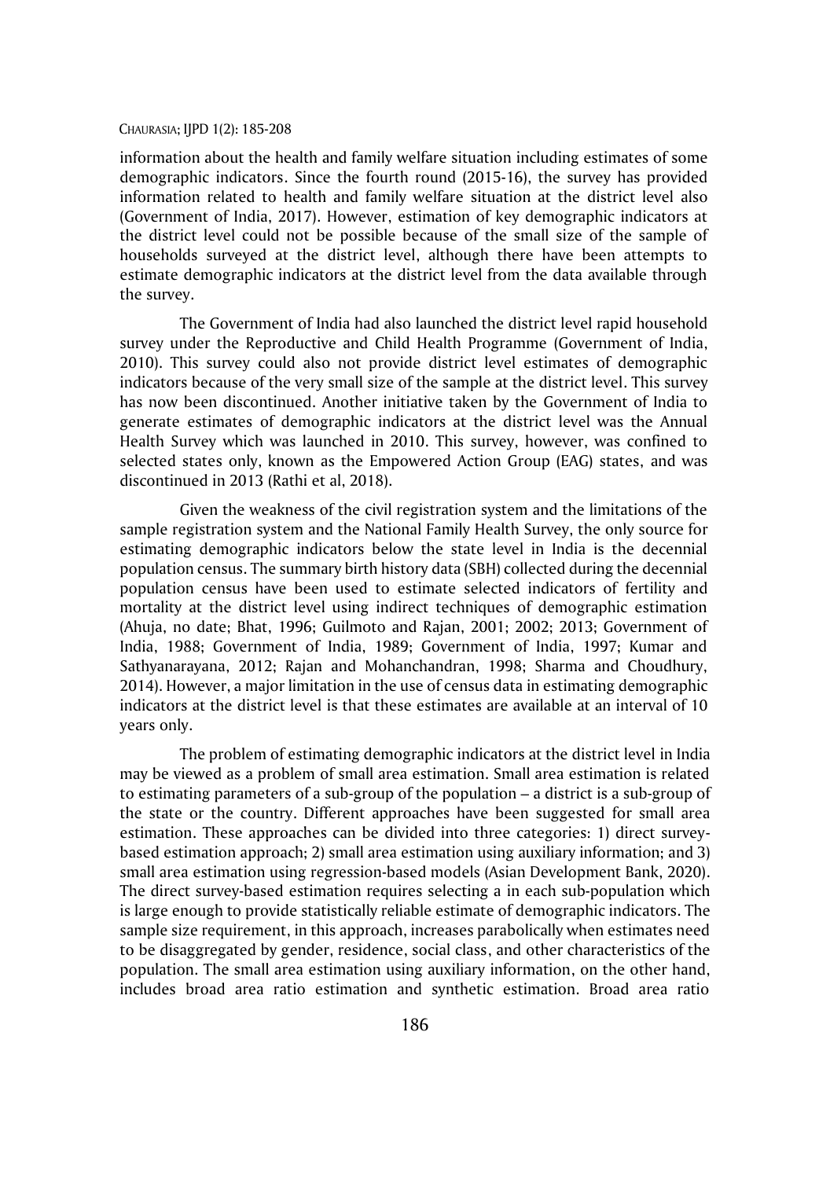information about the health and family welfare situation including estimates of some demographic indicators. Since the fourth round (2015-16), the survey has provided information related to health and family welfare situation at the district level also (Government of India, 2017). However, estimation of key demographic indicators at the district level could not be possible because of the small size of the sample of households surveyed at the district level, although there have been attempts to estimate demographic indicators at the district level from the data available through the survey.

The Government of India had also launched the district level rapid household survey under the Reproductive and Child Health Programme (Government of India, 2010). This survey could also not provide district level estimates of demographic indicators because of the very small size of the sample at the district level. This survey has now been discontinued. Another initiative taken by the Government of India to generate estimates of demographic indicators at the district level was the Annual Health Survey which was launched in 2010. This survey, however, was confined to selected states only, known as the Empowered Action Group (EAG) states, and was discontinued in 2013 (Rathi et al, 2018).

Given the weakness of the civil registration system and the limitations of the sample registration system and the National Family Health Survey, the only source for estimating demographic indicators below the state level in India is the decennial population census. The summary birth history data (SBH) collected during the decennial population census have been used to estimate selected indicators of fertility and mortality at the district level using indirect techniques of demographic estimation (Ahuja, no date; Bhat, 1996; Guilmoto and Rajan, 2001; 2002; 2013; Government of India, 1988; Government of India, 1989; Government of India, 1997; Kumar and Sathyanarayana, 2012; Rajan and Mohanchandran, 1998; Sharma and Choudhury, 2014). However, a major limitation in the use of census data in estimating demographic indicators at the district level is that these estimates are available at an interval of 10 years only.

The problem of estimating demographic indicators at the district level in India may be viewed as a problem of small area estimation. Small area estimation is related to estimating parameters of a sub-group of the population – a district is a sub-group of the state or the country. Different approaches have been suggested for small area estimation. These approaches can be divided into three categories: 1) direct survey-based estimation approach; 2) small area estimation using auxiliary information; and 3) small area estimation using regression-based models (Asian Development Bank, 2020). The direct survey-based estimation requires selecting a in each sub-population which is large enough to provide statistically reliable estimate of demographic indicators. The sample size requirement, in this approach, increases parabolically when estimates need to be disaggregated by gender, residence, social class, and other characteristics of the population. The small area estimation using auxiliary information, on the other hand, includes broad area ratio estimation and synthetic estimation. Broad area ratio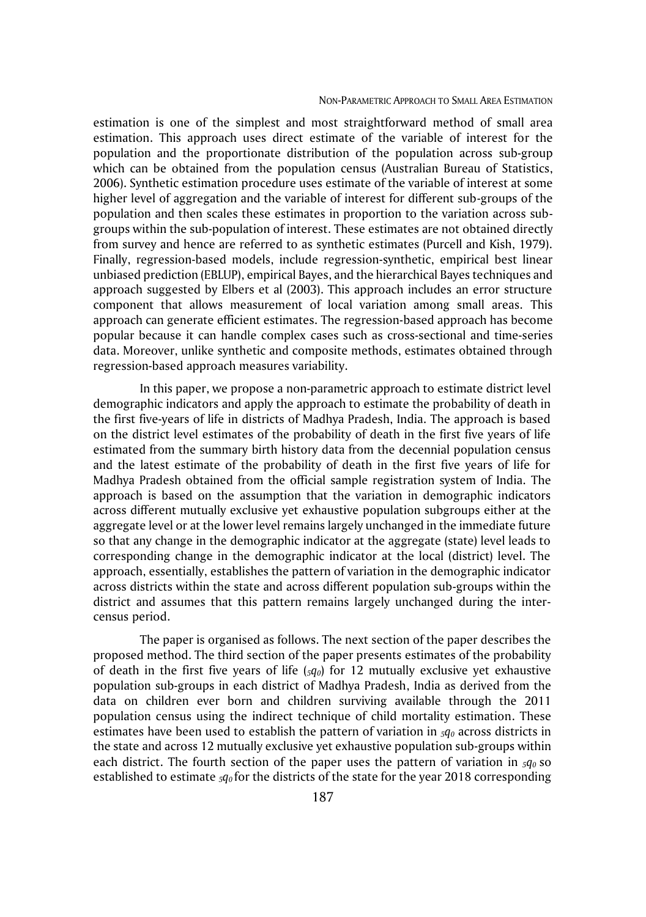estimation is one of the simplest and most straightforward method of small area estimation. This approach uses direct estimate of the variable of interest for the population and the proportionate distribution of the population across sub-group which can be obtained from the population census (Australian Bureau of Statistics, 2006). Synthetic estimation procedure uses estimate of the variable of interest at some higher level of aggregation and the variable of interest for different sub-groups of the population and then scales these estimates in proportion to the variation across sub-groups within the sub-population of interest. These estimates are not obtained directly from survey and hence are referred to as synthetic estimates (Purcell and Kish, 1979). Finally, regression-based models, include regression-synthetic, empirical best linear unbiased prediction (EBLUP), empirical Bayes, and the hierarchical Bayes techniques and approach suggested by Elbers et al (2003). This approach includes an error structure component that allows measurement of local variation among small areas. This approach can generate efficient estimates. The regression-based approach has become popular because it can handle complex cases such as cross-sectional and time-series data. Moreover, unlike synthetic and composite methods, estimates obtained through regression-based approach measures variability.

In this paper, we propose a non-parametric approach to estimate district level demographic indicators and apply the approach to estimate the probability of death in the first five-years of life in districts of Madhya Pradesh, India. The approach is based on the district level estimates of the probability of death in the first five years of life estimated from the summary birth history data from the decennial population census and the latest estimate of the probability of death in the first five years of life for Madhya Pradesh obtained from the official sample registration system of India. The approach is based on the assumption that the variation in demographic indicators across different mutually exclusive yet exhaustive population subgroups either at the aggregate level or at the lower level remains largely unchanged in the immediate future so that any change in the demographic indicator at the aggregate (state) level leads to corresponding change in the demographic indicator at the local (district) level. The approach, essentially, establishes the pattern of variation in the demographic indicator across districts within the state and across different population sub-groups within the district and assumes that this pattern remains largely unchanged during the inter-census period.

The paper is organised as follows. The next section of the paper describes the proposed method. The third section of the paper presents estimates of the probability of death in the first five years of life (${}_5q_0$) for 12 mutually exclusive yet exhaustive population sub-groups in each district of Madhya Pradesh, India as derived from the data on children ever born and children surviving available through the 2011 population census using the indirect technique of child mortality estimation. These estimates have been used to establish the pattern of variation in ${}_5q_0$ across districts in the state and across 12 mutually exclusive yet exhaustive population sub-groups within each district. The fourth section of the paper uses the pattern of variation in ${}_5q_0$ so established to estimate ${}_5q_0$ for the districts of the state for the year 2018 corresponding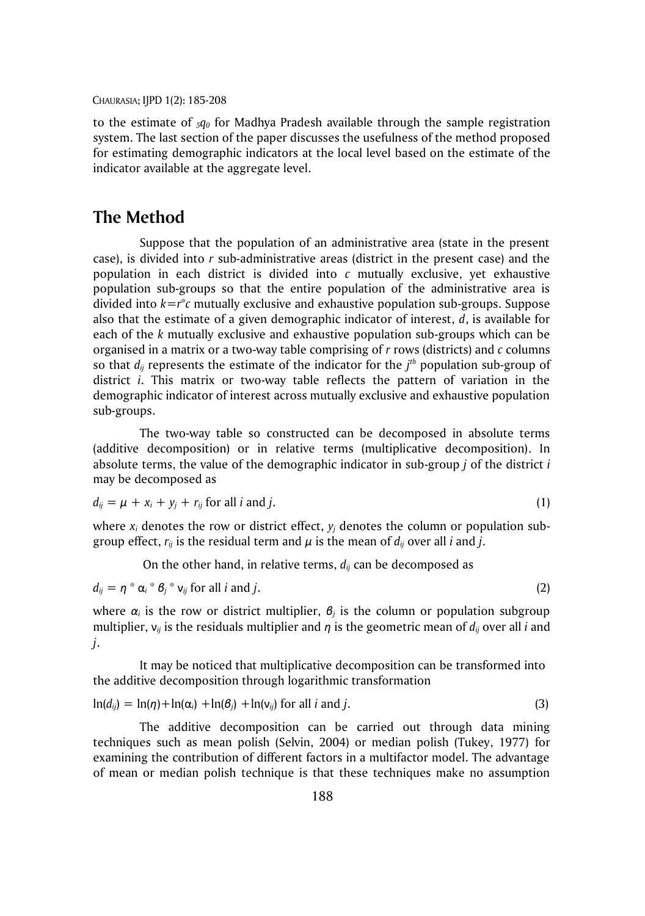to the estimate of ${}_5q_0$ for Madhya Pradesh available through the sample registration system. The last section of the paper discusses the usefulness of the method proposed for estimating demographic indicators at the local level based on the estimate of the indicator available at the aggregate level.

## The Method

Suppose that the population of an administrative area (state in the present case), is divided into $r$ sub-administrative areas (district in the present case) and the population in each district is divided into $c$ mutually exclusive, yet exhaustive population sub-groups so that the entire population of the administrative area is divided into $k=r*c$ mutually exclusive and exhaustive population sub-groups. Suppose also that the estimate of a given demographic indicator of interest, $d$, is available for each of the $k$ mutually exclusive and exhaustive population sub-groups which can be organised in a matrix or a two-way table comprising of $r$ rows (districts) and $c$ columns so that $d_{ij}$ represents the estimate of the indicator for the $j^{th}$ population sub-group of district $i$. This matrix or two-way table reflects the pattern of variation in the demographic indicator of interest across mutually exclusive and exhaustive population sub-groups.

The two-way table so constructed can be decomposed in absolute terms (additive decomposition) or in relative terms (multiplicative decomposition). In absolute terms, the value of the demographic indicator in sub-group $j$ of the district $i$ may be decomposed as

$$d_{ij} = \mu + x_i + y_j + r_{ij} \text{ for all } i \text{ and } j. \tag{1}$$

where $x_i$ denotes the row or district effect, $y_j$ denotes the column or population sub-group effect, $r_{ij}$ is the residual term and $\mu$ is the mean of $d_{ij}$ over all $i$ and $j$.

On the other hand, in relative terms, $d_{ij}$ can be decomposed as

$$d_{ij} = \eta * \alpha_i * \beta_j * \nu_{ij} \text{ for all } i \text{ and } j. \tag{2}$$

where $\alpha_i$ is the row or district multiplier, $\beta_j$ is the column or population subgroup multiplier, $\nu_{ij}$ is the residuals multiplier and $\eta$ is the geometric mean of $d_{ij}$ over all $i$ and $j$.

It may be noticed that multiplicative decomposition can be transformed into the additive decomposition through logarithmic transformation

$$\ln(d_{ij}) = \ln(\eta)+\ln(\alpha_i) +\ln(\beta_j) +\ln(\nu_{ij}) \text{ for all } i \text{ and } j. \tag{3}$$

The additive decomposition can be carried out through data mining techniques such as mean polish (Selvin, 2004) or median polish (Tukey, 1977) for examining the contribution of different factors in a multifactor model. The advantage of mean or median polish technique is that these techniques make no assumption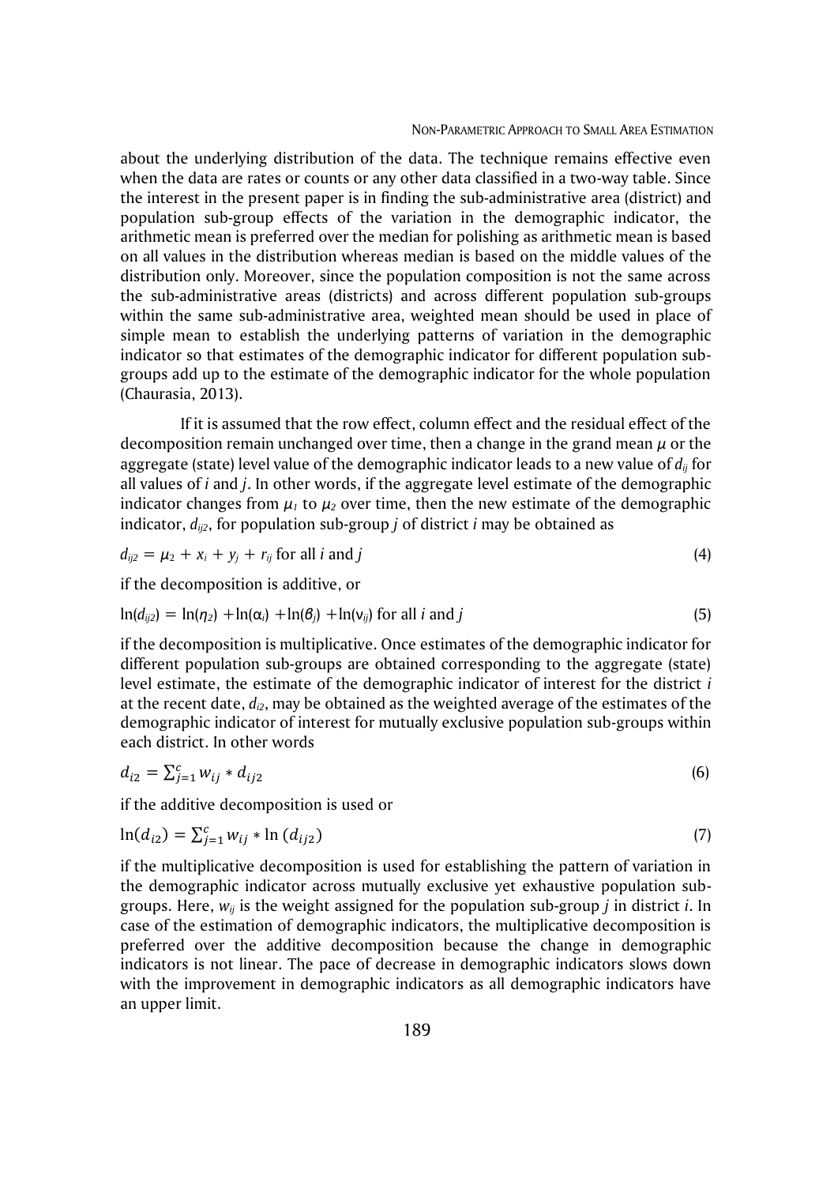about the underlying distribution of the data. The technique remains effective even when the data are rates or counts or any other data classified in a two-way table. Since the interest in the present paper is in finding the sub-administrative area (district) and population sub-group effects of the variation in the demographic indicator, the arithmetic mean is preferred over the median for polishing as arithmetic mean is based on all values in the distribution whereas median is based on the middle values of the distribution only. Moreover, since the population composition is not the same across the sub-administrative areas (districts) and across different population sub-groups within the same sub-administrative area, weighted mean should be used in place of simple mean to establish the underlying patterns of variation in the demographic indicator so that estimates of the demographic indicator for different population sub-groups add up to the estimate of the demographic indicator for the whole population (Chaurasia, 2013).

If it is assumed that the row effect, column effect and the residual effect of the decomposition remain unchanged over time, then a change in the grand mean $\mu$ or the aggregate (state) level value of the demographic indicator leads to a new value of $d_{ij}$ for all values of $i$ and $j$. In other words, if the aggregate level estimate of the demographic indicator changes from $\mu_1$ to $\mu_2$ over time, then the new estimate of the demographic indicator, $d_{ij2}$, for population sub-group $j$ of district $i$ may be obtained as

$$d_{ij2} = \mu_2 + x_i + y_j + r_{ij} \text{ for all } i \text{ and } j \tag{4}$$

if the decomposition is additive, or

$$\ln(d_{ij2}) = \ln(\eta_2) + \ln(\alpha_i) + \ln(\beta_j) + \ln(\nu_{ij}) \text{ for all } i \text{ and } j \tag{5}$$

if the decomposition is multiplicative. Once estimates of the demographic indicator for different population sub-groups are obtained corresponding to the aggregate (state) level estimate, the estimate of the demographic indicator of interest for the district $i$ at the recent date, $d_{i2}$, may be obtained as the weighted average of the estimates of the demographic indicator of interest for mutually exclusive population sub-groups within each district. In other words

$$d_{i2} = \sum_{j=1}^{c} w_{ij} * d_{ij2} \tag{6}$$

if the additive decomposition is used or

$$\ln(d_{i2}) = \sum_{j=1}^{c} w_{ij} * \ln(d_{ij2}) \tag{7}$$

if the multiplicative decomposition is used for establishing the pattern of variation in the demographic indicator across mutually exclusive yet exhaustive population sub-groups. Here, $w_{ij}$ is the weight assigned for the population sub-group $j$ in district $i$. In case of the estimation of demographic indicators, the multiplicative decomposition is preferred over the additive decomposition because the change in demographic indicators is not linear. The pace of decrease in demographic indicators slows down with the improvement in demographic indicators as all demographic indicators have an upper limit.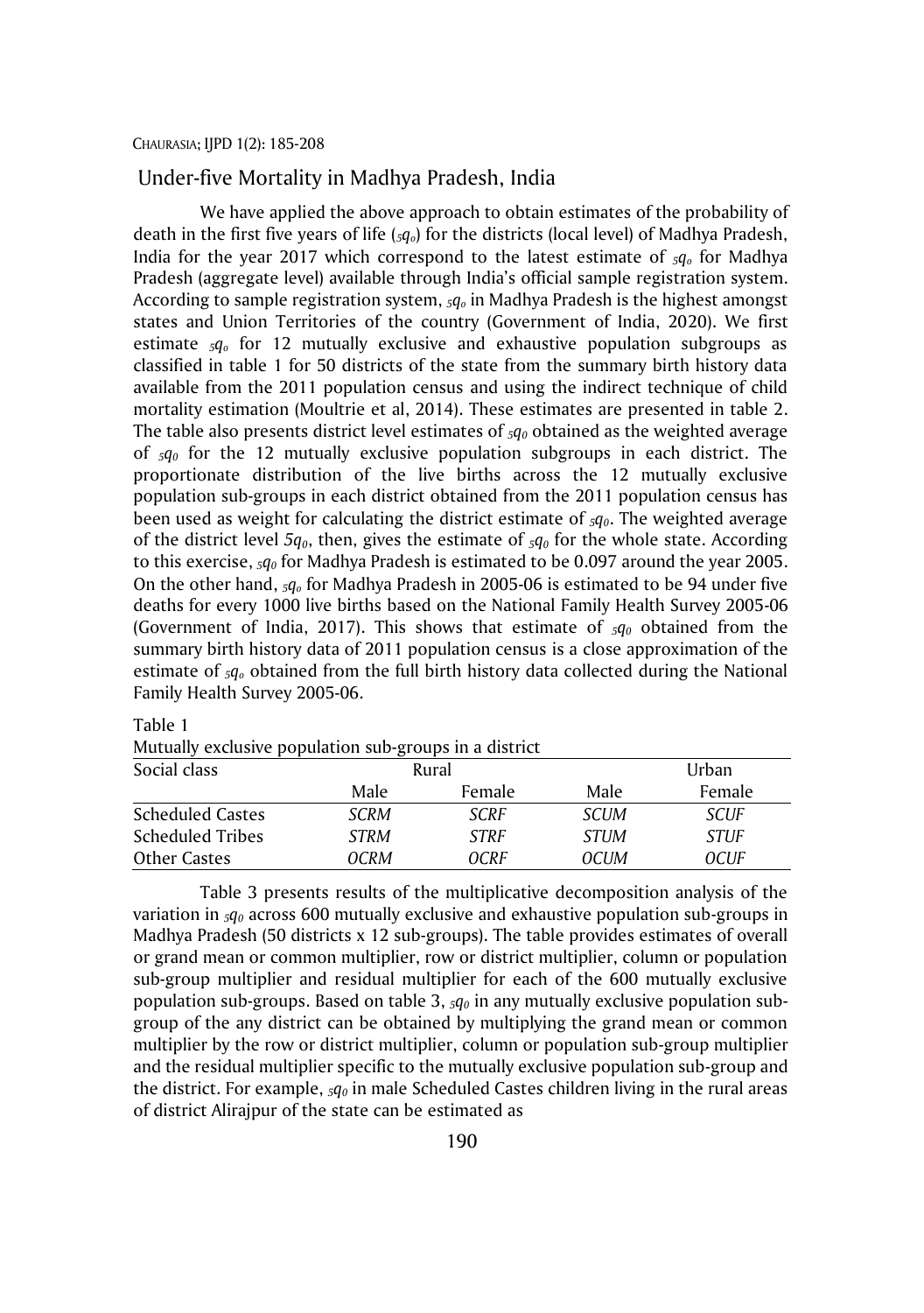## Under-five Mortality in Madhya Pradesh, India

We have applied the above approach to obtain estimates of the probability of death in the first five years of life ($_5q_o$) for the districts (local level) of Madhya Pradesh, India for the year 2017 which correspond to the latest estimate of $_5q_o$ for Madhya Pradesh (aggregate level) available through India's official sample registration system. According to sample registration system, $_5q_o$ in Madhya Pradesh is the highest amongst states and Union Territories of the country (Government of India, 2020). We first estimate $_5q_o$ for 12 mutually exclusive and exhaustive population subgroups as classified in table 1 for 50 districts of the state from the summary birth history data available from the 2011 population census and using the indirect technique of child mortality estimation (Moultrie et al, 2014). These estimates are presented in table 2. The table also presents district level estimates of $_5q_0$ obtained as the weighted average of $_5q_0$ for the 12 mutually exclusive population subgroups in each district. The proportionate distribution of the live births across the 12 mutually exclusive population sub-groups in each district obtained from the 2011 population census has been used as weight for calculating the district estimate of $_5q_0$. The weighted average of the district level $5q_0$, then, gives the estimate of $_5q_0$ for the whole state. According to this exercise, $_5q_0$ for Madhya Pradesh is estimated to be 0.097 around the year 2005. On the other hand, $_5q_o$ for Madhya Pradesh in 2005-06 is estimated to be 94 under five deaths for every 1000 live births based on the National Family Health Survey 2005-06 (Government of India, 2017). This shows that estimate of $_5q_0$ obtained from the summary birth history data of 2011 population census is a close approximation of the estimate of $_5q_o$ obtained from the full birth history data collected during the National Family Health Survey 2005-06.

Table 1

Mutually exclusive population sub-groups in a district

| Social class | Rural | | Urban | |
|---|---|---|---|---|
| | Male | Female | Male | Female |
| Scheduled Castes | *SCRM* | *SCRF* | *SCUM* | *SCUF* |
| Scheduled Tribes | *STRM* | *STRF* | *STUM* | *STUF* |
| Other Castes | *OCRM* | *OCRF* | *OCUM* | *OCUF* |

Table 3 presents results of the multiplicative decomposition analysis of the variation in $_5q_0$ across 600 mutually exclusive and exhaustive population sub-groups in Madhya Pradesh (50 districts x 12 sub-groups). The table provides estimates of overall or grand mean or common multiplier, row or district multiplier, column or population sub-group multiplier and residual multiplier for each of the 600 mutually exclusive population sub-groups. Based on table 3, $_5q_0$ in any mutually exclusive population sub-group of the any district can be obtained by multiplying the grand mean or common multiplier by the row or district multiplier, column or population sub-group multiplier and the residual multiplier specific to the mutually exclusive population sub-group and the district. For example, $_5q_0$ in male Scheduled Castes children living in the rural areas of district Alirajpur of the state can be estimated as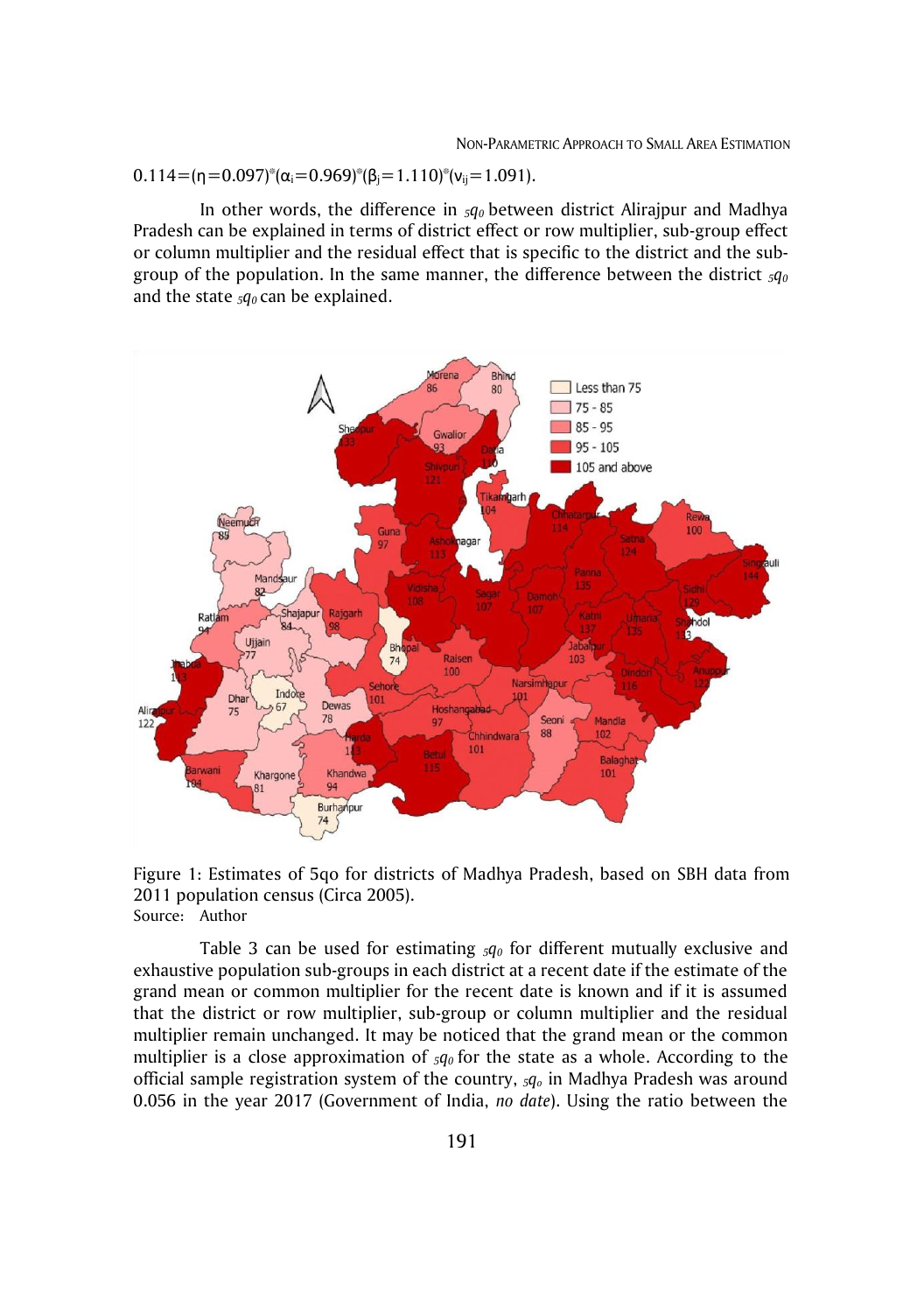$0.114 = (\eta = 0.097)^*(\alpha_i = 0.969)^*(\beta_j = 1.110)^*(\nu_{ij} = 1.091)$.

In other words, the difference in ${}_5q_0$ between district Alirajpur and Madhya Pradesh can be explained in terms of district effect or row multiplier, sub-group effect or column multiplier and the residual effect that is specific to the district and the sub-group of the population. In the same manner, the difference between the district ${}_5q_0$ and the state ${}_5q_0$ can be explained.

Figure 1: Estimates of 5qo for districts of Madhya Pradesh, based on SBH data from 2011 population census (Circa 2005).
Source: Author

Table 3 can be used for estimating ${}_5q_0$ for different mutually exclusive and exhaustive population sub-groups in each district at a recent date if the estimate of the grand mean or common multiplier for the recent date is known and if it is assumed that the district or row multiplier, sub-group or column multiplier and the residual multiplier remain unchanged. It may be noticed that the grand mean or the common multiplier is a close approximation of ${}_5q_0$ for the state as a whole. According to the official sample registration system of the country, ${}_5q_o$ in Madhya Pradesh was around 0.056 in the year 2017 (Government of India, *no date*). Using the ratio between the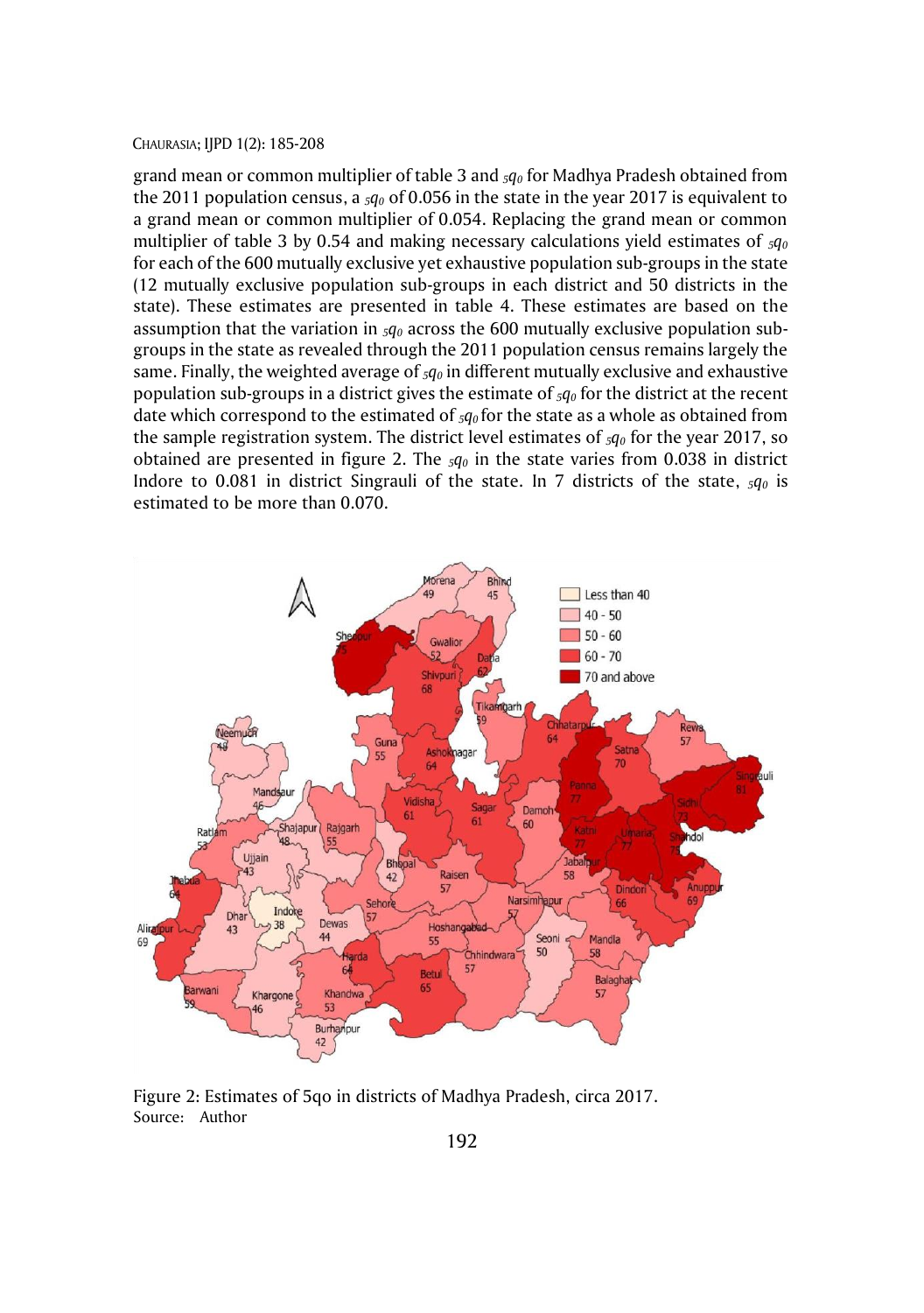grand mean or common multiplier of table 3 and $_5q_0$ for Madhya Pradesh obtained from the 2011 population census, a $_5q_0$ of 0.056 in the state in the year 2017 is equivalent to a grand mean or common multiplier of 0.054. Replacing the grand mean or common multiplier of table 3 by 0.54 and making necessary calculations yield estimates of $_5q_0$ for each of the 600 mutually exclusive yet exhaustive population sub-groups in the state (12 mutually exclusive population sub-groups in each district and 50 districts in the state). These estimates are presented in table 4. These estimates are based on the assumption that the variation in $_5q_0$ across the 600 mutually exclusive population sub-groups in the state as revealed through the 2011 population census remains largely the same. Finally, the weighted average of $_5q_0$ in different mutually exclusive and exhaustive population sub-groups in a district gives the estimate of $_5q_0$ for the district at the recent date which correspond to the estimated of $_5q_0$ for the state as a whole as obtained from the sample registration system. The district level estimates of $_5q_0$ for the year 2017, so obtained are presented in figure 2. The $_5q_0$ in the state varies from 0.038 in district Indore to 0.081 in district Singrauli of the state. In 7 districts of the state, $_5q_0$ is estimated to be more than 0.070.

Figure 2: Estimates of 5qo in districts of Madhya Pradesh, circa 2017.
Source: Author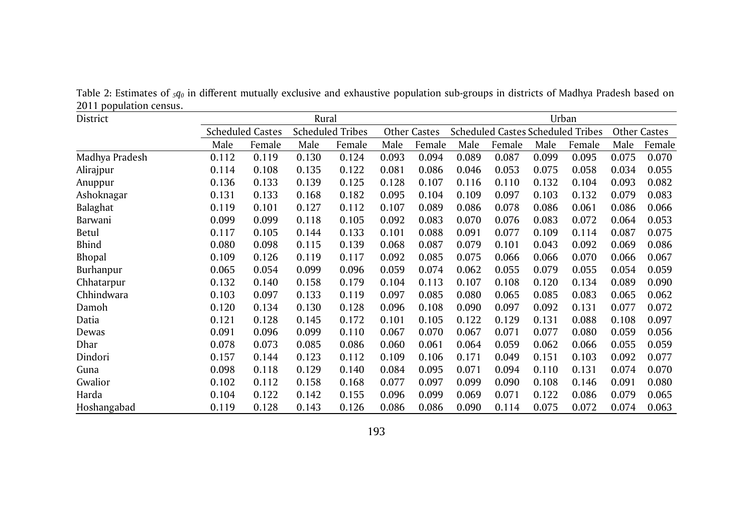Table 2: Estimates of $_5q_0$ in different mutually exclusive and exhaustive population sub-groups in districts of Madhya Pradesh based on 2011 population census.

| District | Rural | | | | | | Urban | | | | | |
|---|---|---|---|---|---|---|---|---|---|---|---|---|
| | Scheduled Castes | | Scheduled Tribes | | Other Castes | | Scheduled Castes | | Scheduled Tribes | | Other Castes | |
| | Male | Female | Male | Female | Male | Female | Male | Female | Male | Female | Male | Female |
| Madhya Pradesh | 0.112 | 0.119 | 0.130 | 0.124 | 0.093 | 0.094 | 0.089 | 0.087 | 0.099 | 0.095 | 0.075 | 0.070 |
| Alirajpur | 0.114 | 0.108 | 0.135 | 0.122 | 0.081 | 0.086 | 0.046 | 0.053 | 0.075 | 0.058 | 0.034 | 0.055 |
| Anuppur | 0.136 | 0.133 | 0.139 | 0.125 | 0.128 | 0.107 | 0.116 | 0.110 | 0.132 | 0.104 | 0.093 | 0.082 |
| Ashoknagar | 0.131 | 0.133 | 0.168 | 0.182 | 0.095 | 0.104 | 0.109 | 0.097 | 0.103 | 0.132 | 0.079 | 0.083 |
| Balaghat | 0.119 | 0.101 | 0.127 | 0.112 | 0.107 | 0.089 | 0.086 | 0.078 | 0.086 | 0.061 | 0.086 | 0.066 |
| Barwani | 0.099 | 0.099 | 0.118 | 0.105 | 0.092 | 0.083 | 0.070 | 0.076 | 0.083 | 0.072 | 0.064 | 0.053 |
| Betul | 0.117 | 0.105 | 0.144 | 0.133 | 0.101 | 0.088 | 0.091 | 0.077 | 0.109 | 0.114 | 0.087 | 0.075 |
| Bhind | 0.080 | 0.098 | 0.115 | 0.139 | 0.068 | 0.087 | 0.079 | 0.101 | 0.043 | 0.092 | 0.069 | 0.086 |
| Bhopal | 0.109 | 0.126 | 0.119 | 0.117 | 0.092 | 0.085 | 0.075 | 0.066 | 0.066 | 0.070 | 0.066 | 0.067 |
| Burhanpur | 0.065 | 0.054 | 0.099 | 0.096 | 0.059 | 0.074 | 0.062 | 0.055 | 0.079 | 0.055 | 0.054 | 0.059 |
| Chhatarpur | 0.132 | 0.140 | 0.158 | 0.179 | 0.104 | 0.113 | 0.107 | 0.108 | 0.120 | 0.134 | 0.089 | 0.090 |
| Chhindwara | 0.103 | 0.097 | 0.133 | 0.119 | 0.097 | 0.085 | 0.080 | 0.065 | 0.085 | 0.083 | 0.065 | 0.062 |
| Damoh | 0.120 | 0.134 | 0.130 | 0.128 | 0.096 | 0.108 | 0.090 | 0.097 | 0.092 | 0.131 | 0.077 | 0.072 |
| Datia | 0.121 | 0.128 | 0.145 | 0.172 | 0.101 | 0.105 | 0.122 | 0.129 | 0.131 | 0.088 | 0.108 | 0.097 |
| Dewas | 0.091 | 0.096 | 0.099 | 0.110 | 0.067 | 0.070 | 0.067 | 0.071 | 0.077 | 0.080 | 0.059 | 0.056 |
| Dhar | 0.078 | 0.073 | 0.085 | 0.086 | 0.060 | 0.061 | 0.064 | 0.059 | 0.062 | 0.066 | 0.055 | 0.059 |
| Dindori | 0.157 | 0.144 | 0.123 | 0.112 | 0.109 | 0.106 | 0.171 | 0.049 | 0.151 | 0.103 | 0.092 | 0.077 |
| Guna | 0.098 | 0.118 | 0.129 | 0.140 | 0.084 | 0.095 | 0.071 | 0.094 | 0.110 | 0.131 | 0.074 | 0.070 |
| Gwalior | 0.102 | 0.112 | 0.158 | 0.168 | 0.077 | 0.097 | 0.099 | 0.090 | 0.108 | 0.146 | 0.091 | 0.080 |
| Harda | 0.104 | 0.122 | 0.142 | 0.155 | 0.096 | 0.099 | 0.069 | 0.071 | 0.122 | 0.086 | 0.079 | 0.065 |
| Hoshangabad | 0.119 | 0.128 | 0.143 | 0.126 | 0.086 | 0.086 | 0.090 | 0.114 | 0.075 | 0.072 | 0.074 | 0.063 |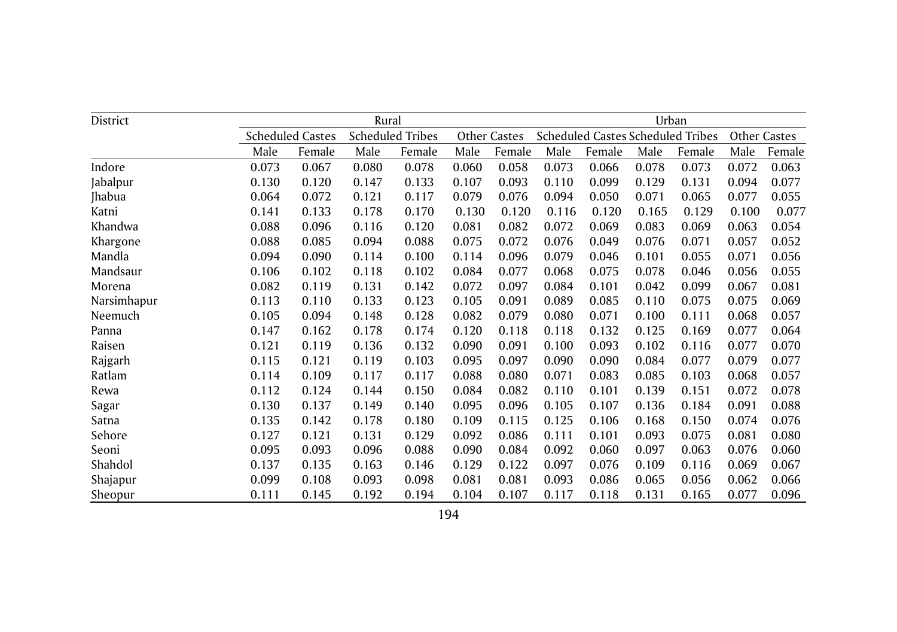| District | Rural | | | | | | Urban | | | | | |
|---|---|---|---|---|---|---|---|---|---|---|---|---|
| | Scheduled Castes | | Scheduled Tribes | | Other Castes | | Scheduled Castes | | Scheduled Tribes | | Other Castes | |
| | Male | Female | Male | Female | Male | Female | Male | Female | Male | Female | Male | Female |
| Indore | 0.073 | 0.067 | 0.080 | 0.078 | 0.060 | 0.058 | 0.073 | 0.066 | 0.078 | 0.073 | 0.072 | 0.063 |
| Jabalpur | 0.130 | 0.120 | 0.147 | 0.133 | 0.107 | 0.093 | 0.110 | 0.099 | 0.129 | 0.131 | 0.094 | 0.077 |
| Jhabua | 0.064 | 0.072 | 0.121 | 0.117 | 0.079 | 0.076 | 0.094 | 0.050 | 0.071 | 0.065 | 0.077 | 0.055 |
| Katni | 0.141 | 0.133 | 0.178 | 0.170 | 0.130 | 0.120 | 0.116 | 0.120 | 0.165 | 0.129 | 0.100 | 0.077 |
| Khandwa | 0.088 | 0.096 | 0.116 | 0.120 | 0.081 | 0.082 | 0.072 | 0.069 | 0.083 | 0.069 | 0.063 | 0.054 |
| Khargone | 0.088 | 0.085 | 0.094 | 0.088 | 0.075 | 0.072 | 0.076 | 0.049 | 0.076 | 0.071 | 0.057 | 0.052 |
| Mandla | 0.094 | 0.090 | 0.114 | 0.100 | 0.114 | 0.096 | 0.079 | 0.046 | 0.101 | 0.055 | 0.071 | 0.056 |
| Mandsaur | 0.106 | 0.102 | 0.118 | 0.102 | 0.084 | 0.077 | 0.068 | 0.075 | 0.078 | 0.046 | 0.056 | 0.055 |
| Morena | 0.082 | 0.119 | 0.131 | 0.142 | 0.072 | 0.097 | 0.084 | 0.101 | 0.042 | 0.099 | 0.067 | 0.081 |
| Narsimhapur | 0.113 | 0.110 | 0.133 | 0.123 | 0.105 | 0.091 | 0.089 | 0.085 | 0.110 | 0.075 | 0.075 | 0.069 |
| Neemuch | 0.105 | 0.094 | 0.148 | 0.128 | 0.082 | 0.079 | 0.080 | 0.071 | 0.100 | 0.111 | 0.068 | 0.057 |
| Panna | 0.147 | 0.162 | 0.178 | 0.174 | 0.120 | 0.118 | 0.118 | 0.132 | 0.125 | 0.169 | 0.077 | 0.064 |
| Raisen | 0.121 | 0.119 | 0.136 | 0.132 | 0.090 | 0.091 | 0.100 | 0.093 | 0.102 | 0.116 | 0.077 | 0.070 |
| Rajgarh | 0.115 | 0.121 | 0.119 | 0.103 | 0.095 | 0.097 | 0.090 | 0.090 | 0.084 | 0.077 | 0.079 | 0.077 |
| Ratlam | 0.114 | 0.109 | 0.117 | 0.117 | 0.088 | 0.080 | 0.071 | 0.083 | 0.085 | 0.103 | 0.068 | 0.057 |
| Rewa | 0.112 | 0.124 | 0.144 | 0.150 | 0.084 | 0.082 | 0.110 | 0.101 | 0.139 | 0.151 | 0.072 | 0.078 |
| Sagar | 0.130 | 0.137 | 0.149 | 0.140 | 0.095 | 0.096 | 0.105 | 0.107 | 0.136 | 0.184 | 0.091 | 0.088 |
| Satna | 0.135 | 0.142 | 0.178 | 0.180 | 0.109 | 0.115 | 0.125 | 0.106 | 0.168 | 0.150 | 0.074 | 0.076 |
| Sehore | 0.127 | 0.121 | 0.131 | 0.129 | 0.092 | 0.086 | 0.111 | 0.101 | 0.093 | 0.075 | 0.081 | 0.080 |
| Seoni | 0.095 | 0.093 | 0.096 | 0.088 | 0.090 | 0.084 | 0.092 | 0.060 | 0.097 | 0.063 | 0.076 | 0.060 |
| Shahdol | 0.137 | 0.135 | 0.163 | 0.146 | 0.129 | 0.122 | 0.097 | 0.076 | 0.109 | 0.116 | 0.069 | 0.067 |
| Shajapur | 0.099 | 0.108 | 0.093 | 0.098 | 0.081 | 0.081 | 0.093 | 0.086 | 0.065 | 0.056 | 0.062 | 0.066 |
| Sheopur | 0.111 | 0.145 | 0.192 | 0.194 | 0.104 | 0.107 | 0.117 | 0.118 | 0.131 | 0.165 | 0.077 | 0.096 |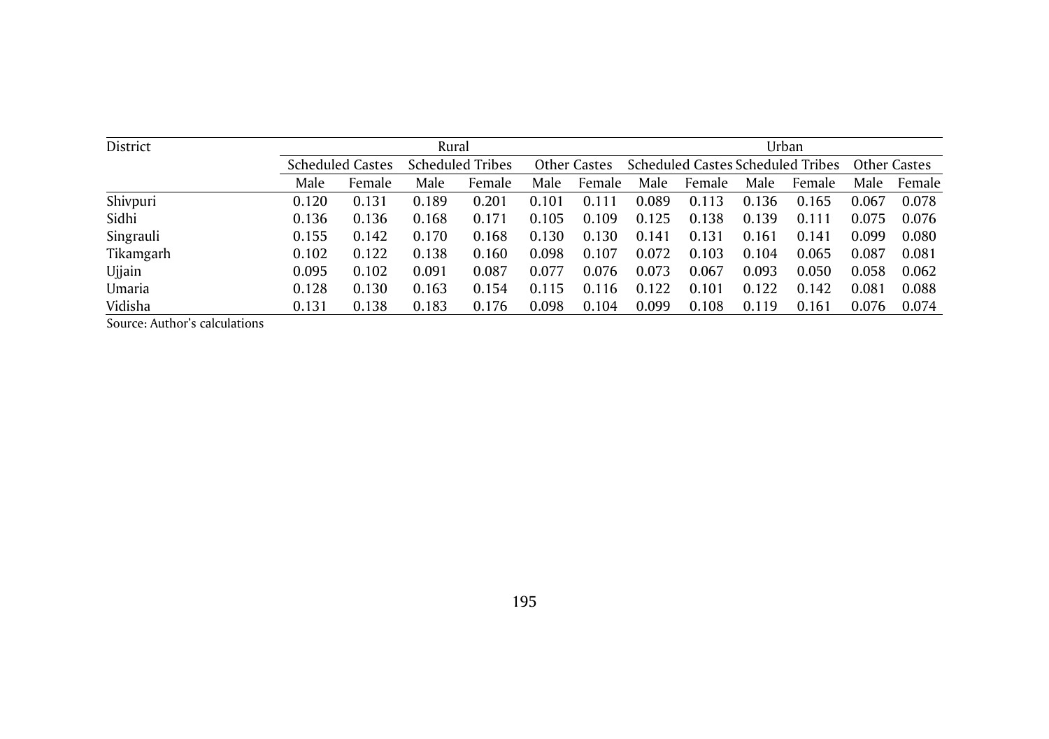| District | Rural | | | | | | Urban | | | | | |
|---|---|---|---|---|---|---|---|---|---|---|---|---|
| | Scheduled Castes | | Scheduled Tribes | | Other Castes | | Scheduled Castes | | Scheduled Tribes | | Other Castes | |
| | Male | Female | Male | Female | Male | Female | Male | Female | Male | Female | Male | Female |
| Shivpuri | 0.120 | 0.131 | 0.189 | 0.201 | 0.101 | 0.111 | 0.089 | 0.113 | 0.136 | 0.165 | 0.067 | 0.078 |
| Sidhi | 0.136 | 0.136 | 0.168 | 0.171 | 0.105 | 0.109 | 0.125 | 0.138 | 0.139 | 0.111 | 0.075 | 0.076 |
| Singrauli | 0.155 | 0.142 | 0.170 | 0.168 | 0.130 | 0.130 | 0.141 | 0.131 | 0.161 | 0.141 | 0.099 | 0.080 |
| Tikamgarh | 0.102 | 0.122 | 0.138 | 0.160 | 0.098 | 0.107 | 0.072 | 0.103 | 0.104 | 0.065 | 0.087 | 0.081 |
| Ujjain | 0.095 | 0.102 | 0.091 | 0.087 | 0.077 | 0.076 | 0.073 | 0.067 | 0.093 | 0.050 | 0.058 | 0.062 |
| Umaria | 0.128 | 0.130 | 0.163 | 0.154 | 0.115 | 0.116 | 0.122 | 0.101 | 0.122 | 0.142 | 0.081 | 0.088 |
| Vidisha | 0.131 | 0.138 | 0.183 | 0.176 | 0.098 | 0.104 | 0.099 | 0.108 | 0.119 | 0.161 | 0.076 | 0.074 |

Source: Author's calculations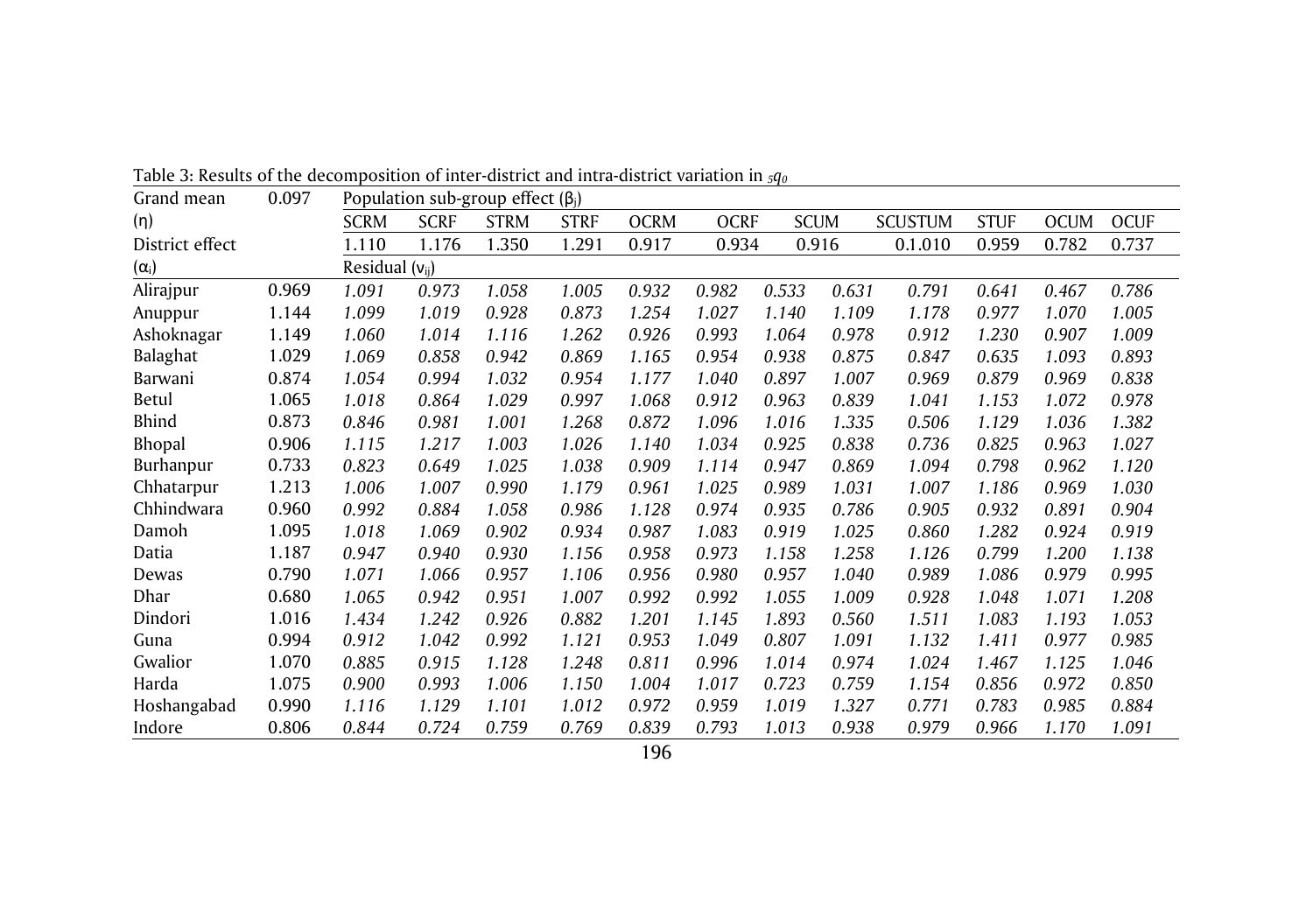Table 3: Results of the decomposition of inter-district and intra-district variation in ${}_5q_0$

| Grand mean | 0.097 | Population sub-group effect ($\beta_j$) | | | | | | | | | | |
|---|---|---|---|---|---|---|---|---|---|---|---|---|
| ($\eta$) | | SCRM | SCRF | STRM | STRF | OCRM | OCRF | SCUM | SCUSTUM | STUF | OCUM | OCUF |
| District effect | | 1.110 | 1.176 | 1.350 | 1.291 | 0.917 | 0.934 | 0.916 | 0.1.010 | 0.959 | 0.782 | 0.737 |
| ($\alpha_i$) | | Residual ($v_{ij}$) | | | | | | | | | | |
| Alirajpur | 0.969 | *1.091* | *0.973* | *1.058* | *1.005* | *0.932* | *0.982* | *0.533* | *0.631* | *0.791* | *0.641* | *0.467* | *0.786* |
| Anuppur | 1.144 | *1.099* | *1.019* | *0.928* | *0.873* | *1.254* | *1.027* | *1.140* | *1.109* | *1.178* | *0.977* | *1.070* | *1.005* |
| Ashoknagar | 1.149 | *1.060* | *1.014* | *1.116* | *1.262* | *0.926* | *0.993* | *1.064* | *0.978* | *0.912* | *1.230* | *0.907* | *1.009* |
| Balaghat | 1.029 | *1.069* | *0.858* | *0.942* | *0.869* | *1.165* | *0.954* | *0.938* | *0.875* | *0.847* | *0.635* | *1.093* | *0.893* |
| Barwani | 0.874 | *1.054* | *0.994* | *1.032* | *0.954* | *1.177* | *1.040* | *0.897* | *1.007* | *0.969* | *0.879* | *0.969* | *0.838* |
| Betul | 1.065 | *1.018* | *0.864* | *1.029* | *0.997* | *1.068* | *0.912* | *0.963* | *0.839* | *1.041* | *1.153* | *1.072* | *0.978* |
| Bhind | 0.873 | *0.846* | *0.981* | *1.001* | *1.268* | *0.872* | *1.096* | *1.016* | *1.335* | *0.506* | *1.129* | *1.036* | *1.382* |
| Bhopal | 0.906 | *1.115* | *1.217* | *1.003* | *1.026* | *1.140* | *1.034* | *0.925* | *0.838* | *0.736* | *0.825* | *0.963* | *1.027* |
| Burhanpur | 0.733 | *0.823* | *0.649* | *1.025* | *1.038* | *0.909* | *1.114* | *0.947* | *0.869* | *1.094* | *0.798* | *0.962* | *1.120* |
| Chhatarpur | 1.213 | *1.006* | *1.007* | *0.990* | *1.179* | *0.961* | *1.025* | *0.989* | *1.031* | *1.007* | *1.186* | *0.969* | *1.030* |
| Chhindwara | 0.960 | *0.992* | *0.884* | *1.058* | *0.986* | *1.128* | *0.974* | *0.935* | *0.786* | *0.905* | *0.932* | *0.891* | *0.904* |
| Damoh | 1.095 | *1.018* | *1.069* | *0.902* | *0.934* | *0.987* | *1.083* | *0.919* | *1.025* | *0.860* | *1.282* | *0.924* | *0.919* |
| Datia | 1.187 | *0.947* | *0.940* | *0.930* | *1.156* | *0.958* | *0.973* | *1.158* | *1.258* | *1.126* | *0.799* | *1.200* | *1.138* |
| Dewas | 0.790 | *1.071* | *1.066* | *0.957* | *1.106* | *0.956* | *0.980* | *0.957* | *1.040* | *0.989* | *1.086* | *0.979* | *0.995* |
| Dhar | 0.680 | *1.065* | *0.942* | *0.951* | *1.007* | *0.992* | *0.992* | *1.055* | *1.009* | *0.928* | *1.048* | *1.071* | *1.208* |
| Dindori | 1.016 | *1.434* | *1.242* | *0.926* | *0.882* | *1.201* | *1.145* | *1.893* | *0.560* | *1.511* | *1.083* | *1.193* | *1.053* |
| Guna | 0.994 | *0.912* | *1.042* | *0.992* | *1.121* | *0.953* | *1.049* | *0.807* | *1.091* | *1.132* | *1.411* | *0.977* | *0.985* |
| Gwalior | 1.070 | *0.885* | *0.915* | *1.128* | *1.248* | *0.811* | *0.996* | *1.014* | *0.974* | *1.024* | *1.467* | *1.125* | *1.046* |
| Harda | 1.075 | *0.900* | *0.993* | *1.006* | *1.150* | *1.004* | *1.017* | *0.723* | *0.759* | *1.154* | *0.856* | *0.972* | *0.850* |
| Hoshangabad | 0.990 | *1.116* | *1.129* | *1.101* | *1.012* | *0.972* | *0.959* | *1.019* | *1.327* | *0.771* | *0.783* | *0.985* | *0.884* |
| Indore | 0.806 | *0.844* | *0.724* | *0.759* | *0.769* | *0.839* | *0.793* | *1.013* | *0.938* | *0.979* | *0.966* | *1.170* | *1.091* |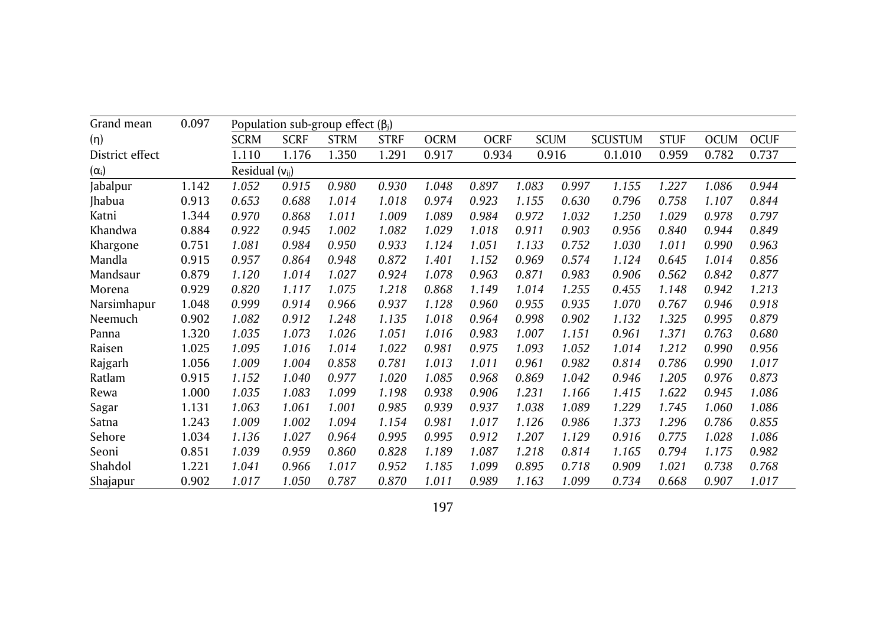| Grand mean ($\eta$) | 0.097 | Population sub-group effect ($\beta_j$) | | | | | | | | | | | |
|---|---|---|---|---|---|---|---|---|---|---|---|---|---|
| | | SCRM | SCRF | STRM | STRF | OCRM | OCRF | SCUM | | SCUSTUM | STUF | OCUM | OCUF |
| District effect ($\alpha_i$) | | 1.110 | 1.176 | 1.350 | 1.291 | 0.917 | 0.934 | 0.916 | | 0.1.010 | 0.959 | 0.782 | 0.737 |
| | | Residual ($\nu_{ij}$) | | | | | | | | | | | |
| Jabalpur | 1.142 | *1.052* | *0.915* | *0.980* | *0.930* | *1.048* | *0.897* | *1.083* | *0.997* | *1.155* | *1.227* | *1.086* | *0.944* |
| Jhabua | 0.913 | *0.653* | *0.688* | *1.014* | *1.018* | *0.974* | *0.923* | *1.155* | *0.630* | *0.796* | *0.758* | *1.107* | *0.844* |
| Katni | 1.344 | *0.970* | *0.868* | *1.011* | *1.009* | *1.089* | *0.984* | *0.972* | *1.032* | *1.250* | *1.029* | *0.978* | *0.797* |
| Khandwa | 0.884 | *0.922* | *0.945* | *1.002* | *1.082* | *1.029* | *1.018* | *0.911* | *0.903* | *0.956* | *0.840* | *0.944* | *0.849* |
| Khargone | 0.751 | *1.081* | *0.984* | *0.950* | *0.933* | *1.124* | *1.051* | *1.133* | *0.752* | *1.030* | *1.011* | *0.990* | *0.963* |
| Mandla | 0.915 | *0.957* | *0.864* | *0.948* | *0.872* | *1.401* | *1.152* | *0.969* | *0.574* | *1.124* | *0.645* | *1.014* | *0.856* |
| Mandsaur | 0.879 | *1.120* | *1.014* | *1.027* | *0.924* | *1.078* | *0.963* | *0.871* | *0.983* | *0.906* | *0.562* | *0.842* | *0.877* |
| Morena | 0.929 | *0.820* | *1.117* | *1.075* | *1.218* | *0.868* | *1.149* | *1.014* | *1.255* | *0.455* | *1.148* | *0.942* | *1.213* |
| Narsimhapur | 1.048 | *0.999* | *0.914* | *0.966* | *0.937* | *1.128* | *0.960* | *0.955* | *0.935* | *1.070* | *0.767* | *0.946* | *0.918* |
| Neemuch | 0.902 | *1.082* | *0.912* | *1.248* | *1.135* | *1.018* | *0.964* | *0.998* | *0.902* | *1.132* | *1.325* | *0.995* | *0.879* |
| Panna | 1.320 | *1.035* | *1.073* | *1.026* | *1.051* | *1.016* | *0.983* | *1.007* | *1.151* | *0.961* | *1.371* | *0.763* | *0.680* |
| Raisen | 1.025 | *1.095* | *1.016* | *1.014* | *1.022* | *0.981* | *0.975* | *1.093* | *1.052* | *1.014* | *1.212* | *0.990* | *0.956* |
| Rajgarh | 1.056 | *1.009* | *1.004* | *0.858* | *0.781* | *1.013* | *1.011* | *0.961* | *0.982* | *0.814* | *0.786* | *0.990* | *1.017* |
| Ratlam | 0.915 | *1.152* | *1.040* | *0.977* | *1.020* | *1.085* | *0.968* | *0.869* | *1.042* | *0.946* | *1.205* | *0.976* | *0.873* |
| Rewa | 1.000 | *1.035* | *1.083* | *1.099* | *1.198* | *0.938* | *0.906* | *1.231* | *1.166* | *1.415* | *1.622* | *0.945* | *1.086* |
| Sagar | 1.131 | *1.063* | *1.061* | *1.001* | *0.985* | *0.939* | *0.937* | *1.038* | *1.089* | *1.229* | *1.745* | *1.060* | *1.086* |
| Satna | 1.243 | *1.009* | *1.002* | *1.094* | *1.154* | *0.981* | *1.017* | *1.126* | *0.986* | *1.373* | *1.296* | *0.786* | *0.855* |
| Sehore | 1.034 | *1.136* | *1.027* | *0.964* | *0.995* | *0.995* | *0.912* | *1.207* | *1.129* | *0.916* | *0.775* | *1.028* | *1.086* |
| Seoni | 0.851 | *1.039* | *0.959* | *0.860* | *0.828* | *1.189* | *1.087* | *1.218* | *0.814* | *1.165* | *0.794* | *1.175* | *0.982* |
| Shahdol | 1.221 | *1.041* | *0.966* | *1.017* | *0.952* | *1.185* | *1.099* | *0.895* | *0.718* | *0.909* | *1.021* | *0.738* | *0.768* |
| Shajapur | 0.902 | *1.017* | *1.050* | *0.787* | *0.870* | *1.011* | *0.989* | *1.163* | *1.099* | *0.734* | *0.668* | *0.907* | *1.017* |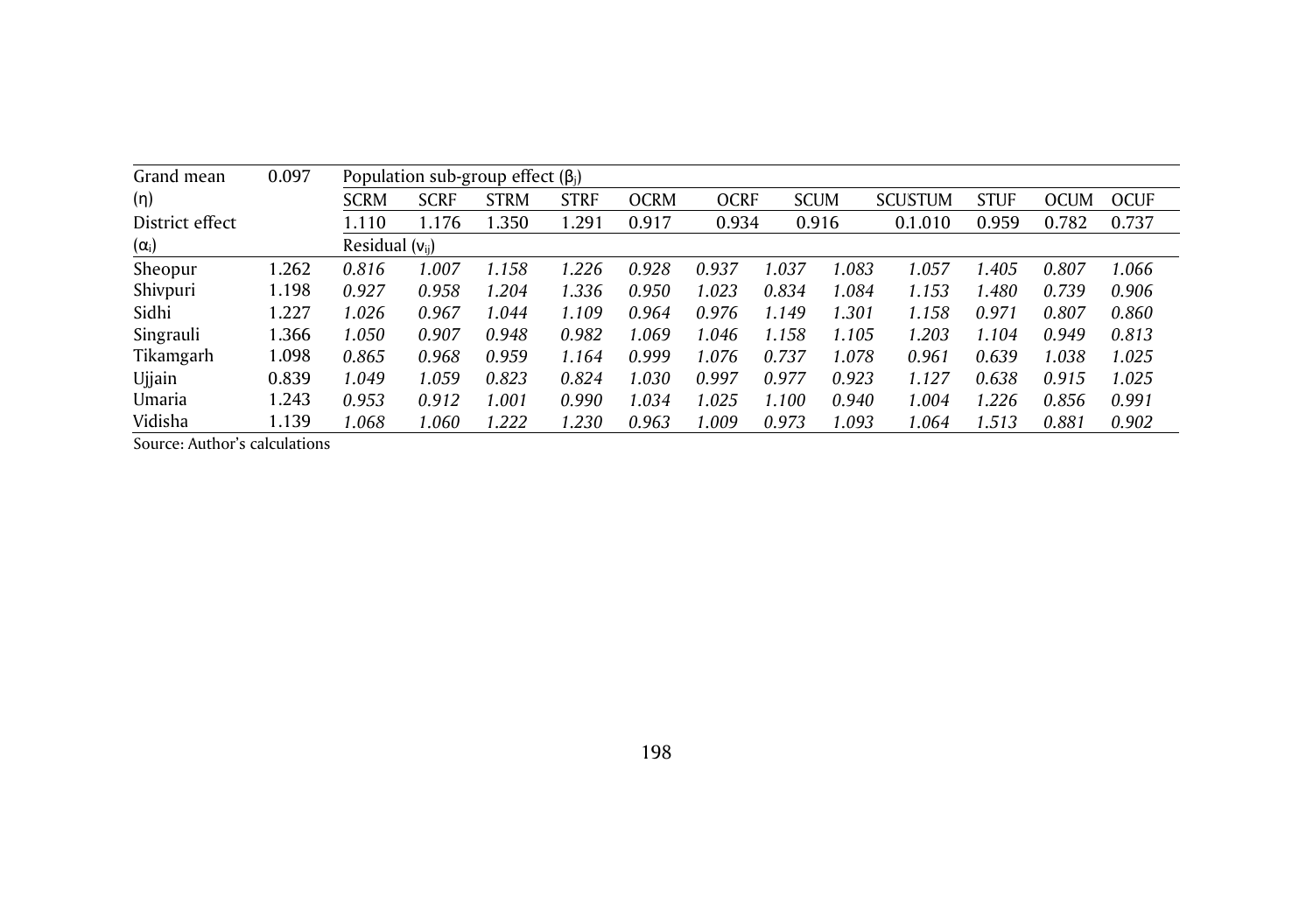| Grand mean | 0.097 | Population sub-group effect ($\beta_j$) | | | | | | | | | | | |
|---|---|---|---|---|---|---|---|---|---|---|---|---|---|
| ($\eta$) | | SCRM | SCRF | STRM | STRF | OCRM | OCRF | SCUM | | SCUSTUM | STUF | OCUM | OCUF |
| District effect | | 1.110 | 1.176 | 1.350 | 1.291 | 0.917 | 0.934 | 0.916 | | 0.1.010 | 0.959 | 0.782 | 0.737 |
| ($\alpha_i$) | | Residual ($\nu_{ij}$) | | | | | | | | | | | |
| Sheopur | 1.262 | *0.816* | *1.007* | *1.158* | *1.226* | *0.928* | *0.937* | *1.037* | *1.083* | *1.057* | *1.405* | *0.807* | *1.066* |
| Shivpuri | 1.198 | *0.927* | *0.958* | *1.204* | *1.336* | *0.950* | *1.023* | *0.834* | *1.084* | *1.153* | *1.480* | *0.739* | *0.906* |
| Sidhi | 1.227 | *1.026* | *0.967* | *1.044* | *1.109* | *0.964* | *0.976* | *1.149* | *1.301* | *1.158* | *0.971* | *0.807* | *0.860* |
| Singrauli | 1.366 | *1.050* | *0.907* | *0.948* | *0.982* | *1.069* | *1.046* | *1.158* | *1.105* | *1.203* | *1.104* | *0.949* | *0.813* |
| Tikamgarh | 1.098 | *0.865* | *0.968* | *0.959* | *1.164* | *0.999* | *1.076* | *0.737* | *1.078* | *0.961* | *0.639* | *1.038* | *1.025* |
| Ujjain | 0.839 | *1.049* | *1.059* | *0.823* | *0.824* | *1.030* | *0.997* | *0.977* | *0.923* | *1.127* | *0.638* | *0.915* | *1.025* |
| Umaria | 1.243 | *0.953* | *0.912* | *1.001* | *0.990* | *1.034* | *1.025* | *1.100* | *0.940* | *1.004* | *1.226* | *0.856* | *0.991* |
| Vidisha | 1.139 | *1.068* | *1.060* | *1.222* | *1.230* | *0.963* | *1.009* | *0.973* | *1.093* | *1.064* | *1.513* | *0.881* | *0.902* |

Source: Author's calculations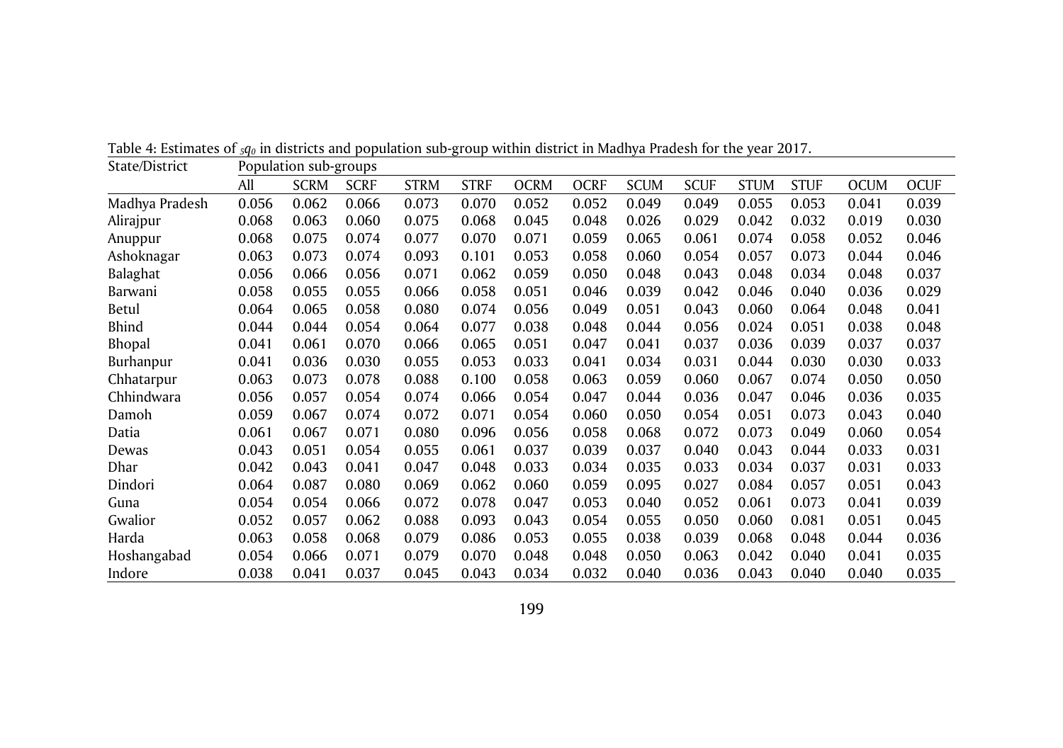Table 4: Estimates of ${}_5q_0$ in districts and population sub-group within district in Madhya Pradesh for the year 2017.

| State/District | Population sub-groups | | | | | | | | | | | | |
|---|---|---|---|---|---|---|---|---|---|---|---|---|---|
| | All | SCRM | SCRF | STRM | STRF | OCRM | OCRF | SCUM | SCUF | STUM | STUF | OCUM | OCUF |
| Madhya Pradesh | 0.056 | 0.062 | 0.066 | 0.073 | 0.070 | 0.052 | 0.052 | 0.049 | 0.049 | 0.055 | 0.053 | 0.041 | 0.039 |
| Alirajpur | 0.068 | 0.063 | 0.060 | 0.075 | 0.068 | 0.045 | 0.048 | 0.026 | 0.029 | 0.042 | 0.032 | 0.019 | 0.030 |
| Anuppur | 0.068 | 0.075 | 0.074 | 0.077 | 0.070 | 0.071 | 0.059 | 0.065 | 0.061 | 0.074 | 0.058 | 0.052 | 0.046 |
| Ashoknagar | 0.063 | 0.073 | 0.074 | 0.093 | 0.101 | 0.053 | 0.058 | 0.060 | 0.054 | 0.057 | 0.073 | 0.044 | 0.046 |
| Balaghat | 0.056 | 0.066 | 0.056 | 0.071 | 0.062 | 0.059 | 0.050 | 0.048 | 0.043 | 0.048 | 0.034 | 0.048 | 0.037 |
| Barwani | 0.058 | 0.055 | 0.055 | 0.066 | 0.058 | 0.051 | 0.046 | 0.039 | 0.042 | 0.046 | 0.040 | 0.036 | 0.029 |
| Betul | 0.064 | 0.065 | 0.058 | 0.080 | 0.074 | 0.056 | 0.049 | 0.051 | 0.043 | 0.060 | 0.064 | 0.048 | 0.041 |
| Bhind | 0.044 | 0.044 | 0.054 | 0.064 | 0.077 | 0.038 | 0.048 | 0.044 | 0.056 | 0.024 | 0.051 | 0.038 | 0.048 |
| Bhopal | 0.041 | 0.061 | 0.070 | 0.066 | 0.065 | 0.051 | 0.047 | 0.041 | 0.037 | 0.036 | 0.039 | 0.037 | 0.037 |
| Burhanpur | 0.041 | 0.036 | 0.030 | 0.055 | 0.053 | 0.033 | 0.041 | 0.034 | 0.031 | 0.044 | 0.030 | 0.030 | 0.033 |
| Chhatarpur | 0.063 | 0.073 | 0.078 | 0.088 | 0.100 | 0.058 | 0.063 | 0.059 | 0.060 | 0.067 | 0.074 | 0.050 | 0.050 |
| Chhindwara | 0.056 | 0.057 | 0.054 | 0.074 | 0.066 | 0.054 | 0.047 | 0.044 | 0.036 | 0.047 | 0.046 | 0.036 | 0.035 |
| Damoh | 0.059 | 0.067 | 0.074 | 0.072 | 0.071 | 0.054 | 0.060 | 0.050 | 0.054 | 0.051 | 0.073 | 0.043 | 0.040 |
| Datia | 0.061 | 0.067 | 0.071 | 0.080 | 0.096 | 0.056 | 0.058 | 0.068 | 0.072 | 0.073 | 0.049 | 0.060 | 0.054 |
| Dewas | 0.043 | 0.051 | 0.054 | 0.055 | 0.061 | 0.037 | 0.039 | 0.037 | 0.040 | 0.043 | 0.044 | 0.033 | 0.031 |
| Dhar | 0.042 | 0.043 | 0.041 | 0.047 | 0.048 | 0.033 | 0.034 | 0.035 | 0.033 | 0.034 | 0.037 | 0.031 | 0.033 |
| Dindori | 0.064 | 0.087 | 0.080 | 0.069 | 0.062 | 0.060 | 0.059 | 0.095 | 0.027 | 0.084 | 0.057 | 0.051 | 0.043 |
| Guna | 0.054 | 0.054 | 0.066 | 0.072 | 0.078 | 0.047 | 0.053 | 0.040 | 0.052 | 0.061 | 0.073 | 0.041 | 0.039 |
| Gwalior | 0.052 | 0.057 | 0.062 | 0.088 | 0.093 | 0.043 | 0.054 | 0.055 | 0.050 | 0.060 | 0.081 | 0.051 | 0.045 |
| Harda | 0.063 | 0.058 | 0.068 | 0.079 | 0.086 | 0.053 | 0.055 | 0.038 | 0.039 | 0.068 | 0.048 | 0.044 | 0.036 |
| Hoshangabad | 0.054 | 0.066 | 0.071 | 0.079 | 0.070 | 0.048 | 0.048 | 0.050 | 0.063 | 0.042 | 0.040 | 0.041 | 0.035 |
| Indore | 0.038 | 0.041 | 0.037 | 0.045 | 0.043 | 0.034 | 0.032 | 0.040 | 0.036 | 0.043 | 0.040 | 0.040 | 0.035 |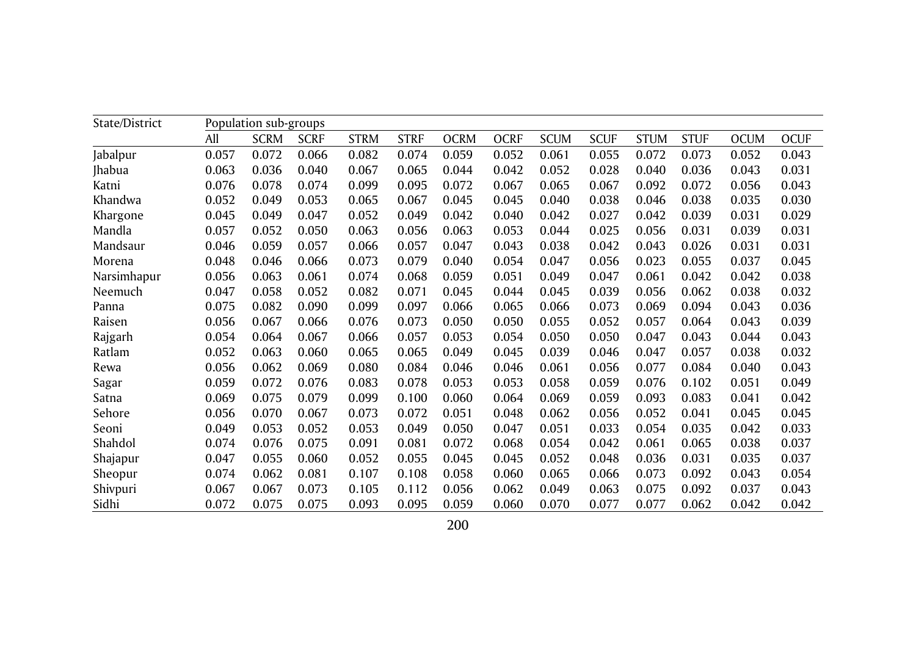| State/District | Population sub-groups | | | | | | | | | | | | |
|---|---|---|---|---|---|---|---|---|---|---|---|---|---|
| | All | SCRM | SCRF | STRM | STRF | OCRM | OCRF | SCUM | SCUF | STUM | STUF | OCUM | OCUF |
| Jabalpur | 0.057 | 0.072 | 0.066 | 0.082 | 0.074 | 0.059 | 0.052 | 0.061 | 0.055 | 0.072 | 0.073 | 0.052 | 0.043 |
| Jhabua | 0.063 | 0.036 | 0.040 | 0.067 | 0.065 | 0.044 | 0.042 | 0.052 | 0.028 | 0.040 | 0.036 | 0.043 | 0.031 |
| Katni | 0.076 | 0.078 | 0.074 | 0.099 | 0.095 | 0.072 | 0.067 | 0.065 | 0.067 | 0.092 | 0.072 | 0.056 | 0.043 |
| Khandwa | 0.052 | 0.049 | 0.053 | 0.065 | 0.067 | 0.045 | 0.045 | 0.040 | 0.038 | 0.046 | 0.038 | 0.035 | 0.030 |
| Khargone | 0.045 | 0.049 | 0.047 | 0.052 | 0.049 | 0.042 | 0.040 | 0.042 | 0.027 | 0.042 | 0.039 | 0.031 | 0.029 |
| Mandla | 0.057 | 0.052 | 0.050 | 0.063 | 0.056 | 0.063 | 0.053 | 0.044 | 0.025 | 0.056 | 0.031 | 0.039 | 0.031 |
| Mandsaur | 0.046 | 0.059 | 0.057 | 0.066 | 0.057 | 0.047 | 0.043 | 0.038 | 0.042 | 0.043 | 0.026 | 0.031 | 0.031 |
| Morena | 0.048 | 0.046 | 0.066 | 0.073 | 0.079 | 0.040 | 0.054 | 0.047 | 0.056 | 0.023 | 0.055 | 0.037 | 0.045 |
| Narsimhapur | 0.056 | 0.063 | 0.061 | 0.074 | 0.068 | 0.059 | 0.051 | 0.049 | 0.047 | 0.061 | 0.042 | 0.042 | 0.038 |
| Neemuch | 0.047 | 0.058 | 0.052 | 0.082 | 0.071 | 0.045 | 0.044 | 0.045 | 0.039 | 0.056 | 0.062 | 0.038 | 0.032 |
| Panna | 0.075 | 0.082 | 0.090 | 0.099 | 0.097 | 0.066 | 0.065 | 0.066 | 0.073 | 0.069 | 0.094 | 0.043 | 0.036 |
| Raisen | 0.056 | 0.067 | 0.066 | 0.076 | 0.073 | 0.050 | 0.050 | 0.055 | 0.052 | 0.057 | 0.064 | 0.043 | 0.039 |
| Rajgarh | 0.054 | 0.064 | 0.067 | 0.066 | 0.057 | 0.053 | 0.054 | 0.050 | 0.050 | 0.047 | 0.043 | 0.044 | 0.043 |
| Ratlam | 0.052 | 0.063 | 0.060 | 0.065 | 0.065 | 0.049 | 0.045 | 0.039 | 0.046 | 0.047 | 0.057 | 0.038 | 0.032 |
| Rewa | 0.056 | 0.062 | 0.069 | 0.080 | 0.084 | 0.046 | 0.046 | 0.061 | 0.056 | 0.077 | 0.084 | 0.040 | 0.043 |
| Sagar | 0.059 | 0.072 | 0.076 | 0.083 | 0.078 | 0.053 | 0.053 | 0.058 | 0.059 | 0.076 | 0.102 | 0.051 | 0.049 |
| Satna | 0.069 | 0.075 | 0.079 | 0.099 | 0.100 | 0.060 | 0.064 | 0.069 | 0.059 | 0.093 | 0.083 | 0.041 | 0.042 |
| Sehore | 0.056 | 0.070 | 0.067 | 0.073 | 0.072 | 0.051 | 0.048 | 0.062 | 0.056 | 0.052 | 0.041 | 0.045 | 0.045 |
| Seoni | 0.049 | 0.053 | 0.052 | 0.053 | 0.049 | 0.050 | 0.047 | 0.051 | 0.033 | 0.054 | 0.035 | 0.042 | 0.033 |
| Shahdol | 0.074 | 0.076 | 0.075 | 0.091 | 0.081 | 0.072 | 0.068 | 0.054 | 0.042 | 0.061 | 0.065 | 0.038 | 0.037 |
| Shajapur | 0.047 | 0.055 | 0.060 | 0.052 | 0.055 | 0.045 | 0.045 | 0.052 | 0.048 | 0.036 | 0.031 | 0.035 | 0.037 |
| Sheopur | 0.074 | 0.062 | 0.081 | 0.107 | 0.108 | 0.058 | 0.060 | 0.065 | 0.066 | 0.073 | 0.092 | 0.043 | 0.054 |
| Shivpuri | 0.067 | 0.067 | 0.073 | 0.105 | 0.112 | 0.056 | 0.062 | 0.049 | 0.063 | 0.075 | 0.092 | 0.037 | 0.043 |
| Sidhi | 0.072 | 0.075 | 0.075 | 0.093 | 0.095 | 0.059 | 0.060 | 0.070 | 0.077 | 0.077 | 0.062 | 0.042 | 0.042 |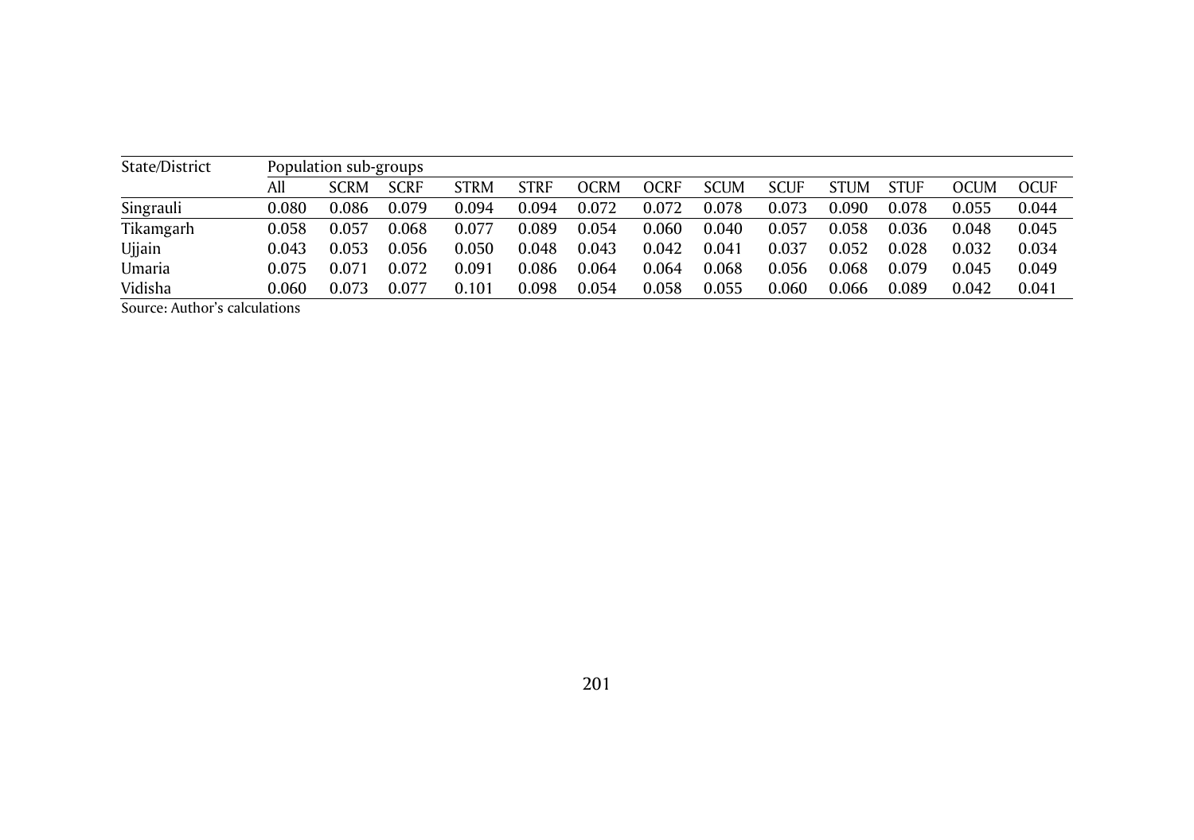| State/District | Population sub-groups | | | | | | | | | | | | |
|---|---|---|---|---|---|---|---|---|---|---|---|---|---|
| | All | SCRM | SCRF | STRM | STRF | OCRM | OCRF | SCUM | SCUF | STUM | STUF | OCUM | OCUF |
| Singrauli | 0.080 | 0.086 | 0.079 | 0.094 | 0.094 | 0.072 | 0.072 | 0.078 | 0.073 | 0.090 | 0.078 | 0.055 | 0.044 |
| Tikamgarh | 0.058 | 0.057 | 0.068 | 0.077 | 0.089 | 0.054 | 0.060 | 0.040 | 0.057 | 0.058 | 0.036 | 0.048 | 0.045 |
| Ujjain | 0.043 | 0.053 | 0.056 | 0.050 | 0.048 | 0.043 | 0.042 | 0.041 | 0.037 | 0.052 | 0.028 | 0.032 | 0.034 |
| Umaria | 0.075 | 0.071 | 0.072 | 0.091 | 0.086 | 0.064 | 0.064 | 0.068 | 0.056 | 0.068 | 0.079 | 0.045 | 0.049 |
| Vidisha | 0.060 | 0.073 | 0.077 | 0.101 | 0.098 | 0.054 | 0.058 | 0.055 | 0.060 | 0.066 | 0.089 | 0.042 | 0.041 |

Source: Author's calculations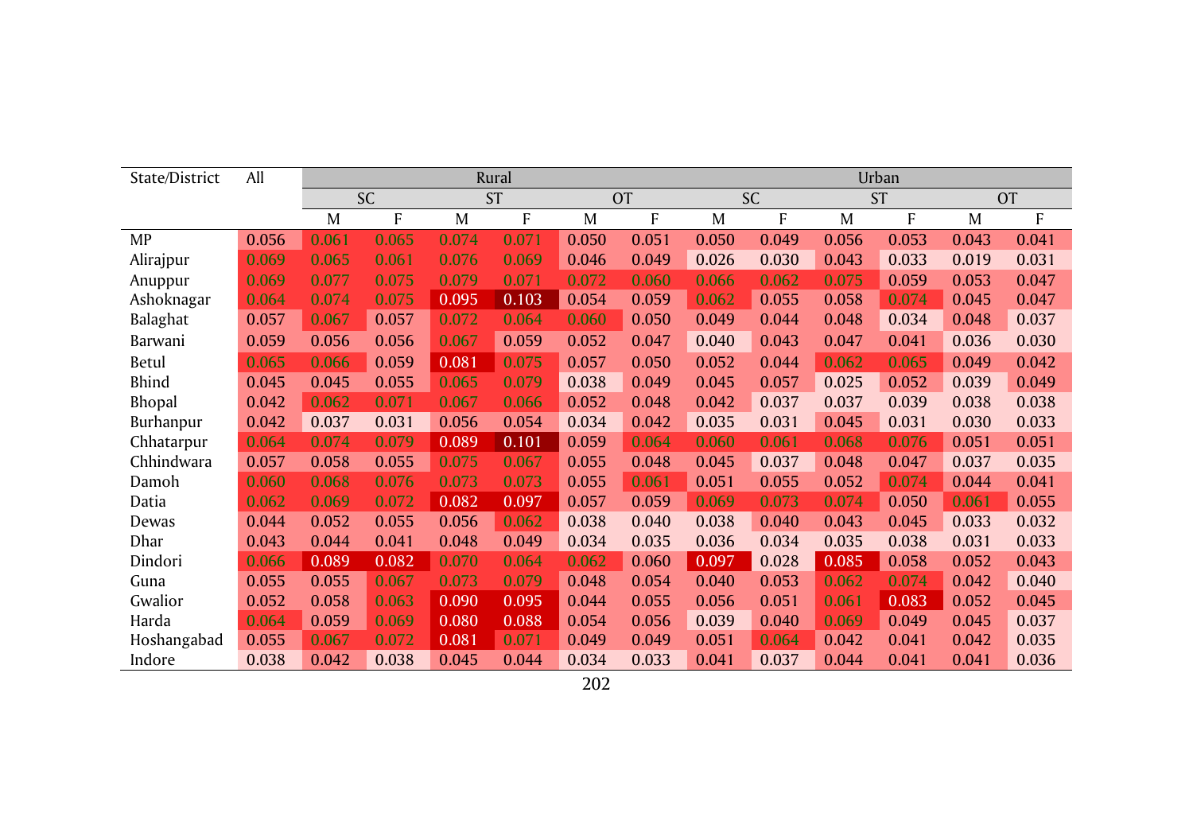| State/District | All | Rural | | | | | | Urban | | | | | |
|---|---|---|---|---|---|---|---|---|---|---|---|---|---|
| | | SC | | ST | | OT | | SC | | ST | | OT | |
| | | M | F | M | F | M | F | M | F | M | F | M | F |
| MP | 0.056 | 0.061 | 0.065 | 0.074 | 0.071 | 0.050 | 0.051 | 0.050 | 0.049 | 0.056 | 0.053 | 0.043 | 0.041 |
| Alirajpur | 0.069 | 0.065 | 0.061 | 0.076 | 0.069 | 0.046 | 0.049 | 0.026 | 0.030 | 0.043 | 0.033 | 0.019 | 0.031 |
| Anuppur | 0.069 | 0.077 | 0.075 | 0.079 | 0.071 | 0.072 | 0.060 | 0.066 | 0.062 | 0.075 | 0.059 | 0.053 | 0.047 |
| Ashoknagar | 0.064 | 0.074 | 0.075 | 0.095 | 0.103 | 0.054 | 0.059 | 0.062 | 0.055 | 0.058 | 0.074 | 0.045 | 0.047 |
| Balaghat | 0.057 | 0.067 | 0.057 | 0.072 | 0.064 | 0.060 | 0.050 | 0.049 | 0.044 | 0.048 | 0.034 | 0.048 | 0.037 |
| Barwani | 0.059 | 0.056 | 0.056 | 0.067 | 0.059 | 0.052 | 0.047 | 0.040 | 0.043 | 0.047 | 0.041 | 0.036 | 0.030 |
| Betul | 0.065 | 0.066 | 0.059 | 0.081 | 0.075 | 0.057 | 0.050 | 0.052 | 0.044 | 0.062 | 0.065 | 0.049 | 0.042 |
| Bhind | 0.045 | 0.045 | 0.055 | 0.065 | 0.079 | 0.038 | 0.049 | 0.045 | 0.057 | 0.025 | 0.052 | 0.039 | 0.049 |
| Bhopal | 0.042 | 0.062 | 0.071 | 0.067 | 0.066 | 0.052 | 0.048 | 0.042 | 0.037 | 0.037 | 0.039 | 0.038 | 0.038 |
| Burhanpur | 0.042 | 0.037 | 0.031 | 0.056 | 0.054 | 0.034 | 0.042 | 0.035 | 0.031 | 0.045 | 0.031 | 0.030 | 0.033 |
| Chhatarpur | 0.064 | 0.074 | 0.079 | 0.089 | 0.101 | 0.059 | 0.064 | 0.060 | 0.061 | 0.068 | 0.076 | 0.051 | 0.051 |
| Chhindwara | 0.057 | 0.058 | 0.055 | 0.075 | 0.067 | 0.055 | 0.048 | 0.045 | 0.037 | 0.048 | 0.047 | 0.037 | 0.035 |
| Damoh | 0.060 | 0.068 | 0.076 | 0.073 | 0.073 | 0.055 | 0.061 | 0.051 | 0.055 | 0.052 | 0.074 | 0.044 | 0.041 |
| Datia | 0.062 | 0.069 | 0.072 | 0.082 | 0.097 | 0.057 | 0.059 | 0.069 | 0.073 | 0.074 | 0.050 | 0.061 | 0.055 |
| Dewas | 0.044 | 0.052 | 0.055 | 0.056 | 0.062 | 0.038 | 0.040 | 0.038 | 0.040 | 0.043 | 0.045 | 0.033 | 0.032 |
| Dhar | 0.043 | 0.044 | 0.041 | 0.048 | 0.049 | 0.034 | 0.035 | 0.036 | 0.034 | 0.035 | 0.038 | 0.031 | 0.033 |
| Dindori | 0.066 | 0.089 | 0.082 | 0.070 | 0.064 | 0.062 | 0.060 | 0.097 | 0.028 | 0.085 | 0.058 | 0.052 | 0.043 |
| Guna | 0.055 | 0.055 | 0.067 | 0.073 | 0.079 | 0.048 | 0.054 | 0.040 | 0.053 | 0.062 | 0.074 | 0.042 | 0.040 |
| Gwalior | 0.052 | 0.058 | 0.063 | 0.090 | 0.095 | 0.044 | 0.055 | 0.056 | 0.051 | 0.061 | 0.083 | 0.052 | 0.045 |
| Harda | 0.064 | 0.059 | 0.069 | 0.080 | 0.088 | 0.054 | 0.056 | 0.039 | 0.040 | 0.069 | 0.049 | 0.045 | 0.037 |
| Hoshangabad | 0.055 | 0.067 | 0.072 | 0.081 | 0.071 | 0.049 | 0.049 | 0.051 | 0.064 | 0.042 | 0.041 | 0.042 | 0.035 |
| Indore | 0.038 | 0.042 | 0.038 | 0.045 | 0.044 | 0.034 | 0.033 | 0.041 | 0.037 | 0.044 | 0.041 | 0.041 | 0.036 |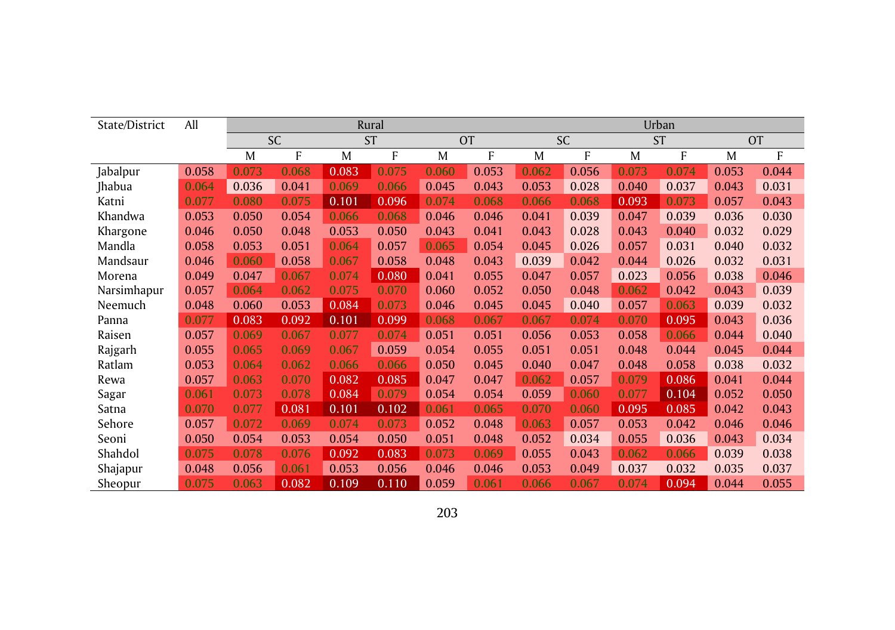| State/District | All | Rural | | | | | | Urban | | | | | |
|---|---|---|---|---|---|---|---|---|---|---|---|---|---|
| | | SC | | ST | | OT | | SC | | ST | | OT | |
| | | M | F | M | F | M | F | M | F | M | F | M | F |
| Jabalpur | 0.058 | 0.073 | 0.068 | 0.083 | 0.075 | 0.060 | 0.053 | 0.062 | 0.056 | 0.073 | 0.074 | 0.053 | 0.044 |
| Jhabua | 0.064 | 0.036 | 0.041 | 0.069 | 0.066 | 0.045 | 0.043 | 0.053 | 0.028 | 0.040 | 0.037 | 0.043 | 0.031 |
| Katni | 0.077 | 0.080 | 0.075 | 0.101 | 0.096 | 0.074 | 0.068 | 0.066 | 0.068 | 0.093 | 0.073 | 0.057 | 0.043 |
| Khandwa | 0.053 | 0.050 | 0.054 | 0.066 | 0.068 | 0.046 | 0.046 | 0.041 | 0.039 | 0.047 | 0.039 | 0.036 | 0.030 |
| Khargone | 0.046 | 0.050 | 0.048 | 0.053 | 0.050 | 0.043 | 0.041 | 0.043 | 0.028 | 0.043 | 0.040 | 0.032 | 0.029 |
| Mandla | 0.058 | 0.053 | 0.051 | 0.064 | 0.057 | 0.065 | 0.054 | 0.045 | 0.026 | 0.057 | 0.031 | 0.040 | 0.032 |
| Mandsaur | 0.046 | 0.060 | 0.058 | 0.067 | 0.058 | 0.048 | 0.043 | 0.039 | 0.042 | 0.044 | 0.026 | 0.032 | 0.031 |
| Morena | 0.049 | 0.047 | 0.067 | 0.074 | 0.080 | 0.041 | 0.055 | 0.047 | 0.057 | 0.023 | 0.056 | 0.038 | 0.046 |
| Narsimhapur | 0.057 | 0.064 | 0.062 | 0.075 | 0.070 | 0.060 | 0.052 | 0.050 | 0.048 | 0.062 | 0.042 | 0.043 | 0.039 |
| Neemuch | 0.048 | 0.060 | 0.053 | 0.084 | 0.073 | 0.046 | 0.045 | 0.045 | 0.040 | 0.057 | 0.063 | 0.039 | 0.032 |
| Panna | 0.077 | 0.083 | 0.092 | 0.101 | 0.099 | 0.068 | 0.067 | 0.067 | 0.074 | 0.070 | 0.095 | 0.043 | 0.036 |
| Raisen | 0.057 | 0.069 | 0.067 | 0.077 | 0.074 | 0.051 | 0.051 | 0.056 | 0.053 | 0.058 | 0.066 | 0.044 | 0.040 |
| Rajgarh | 0.055 | 0.065 | 0.069 | 0.067 | 0.059 | 0.054 | 0.055 | 0.051 | 0.051 | 0.048 | 0.044 | 0.045 | 0.044 |
| Ratlam | 0.053 | 0.064 | 0.062 | 0.066 | 0.066 | 0.050 | 0.045 | 0.040 | 0.047 | 0.048 | 0.058 | 0.038 | 0.032 |
| Rewa | 0.057 | 0.063 | 0.070 | 0.082 | 0.085 | 0.047 | 0.047 | 0.062 | 0.057 | 0.079 | 0.086 | 0.041 | 0.044 |
| Sagar | 0.061 | 0.073 | 0.078 | 0.084 | 0.079 | 0.054 | 0.054 | 0.059 | 0.060 | 0.077 | 0.104 | 0.052 | 0.050 |
| Satna | 0.070 | 0.077 | 0.081 | 0.101 | 0.102 | 0.061 | 0.065 | 0.070 | 0.060 | 0.095 | 0.085 | 0.042 | 0.043 |
| Sehore | 0.057 | 0.072 | 0.069 | 0.074 | 0.073 | 0.052 | 0.048 | 0.063 | 0.057 | 0.053 | 0.042 | 0.046 | 0.046 |
| Seoni | 0.050 | 0.054 | 0.053 | 0.054 | 0.050 | 0.051 | 0.048 | 0.052 | 0.034 | 0.055 | 0.036 | 0.043 | 0.034 |
| Shahdol | 0.075 | 0.078 | 0.076 | 0.092 | 0.083 | 0.073 | 0.069 | 0.055 | 0.043 | 0.062 | 0.066 | 0.039 | 0.038 |
| Shajapur | 0.048 | 0.056 | 0.061 | 0.053 | 0.056 | 0.046 | 0.046 | 0.053 | 0.049 | 0.037 | 0.032 | 0.035 | 0.037 |
| Sheopur | 0.075 | 0.063 | 0.082 | 0.109 | 0.110 | 0.059 | 0.061 | 0.066 | 0.067 | 0.074 | 0.094 | 0.044 | 0.055 |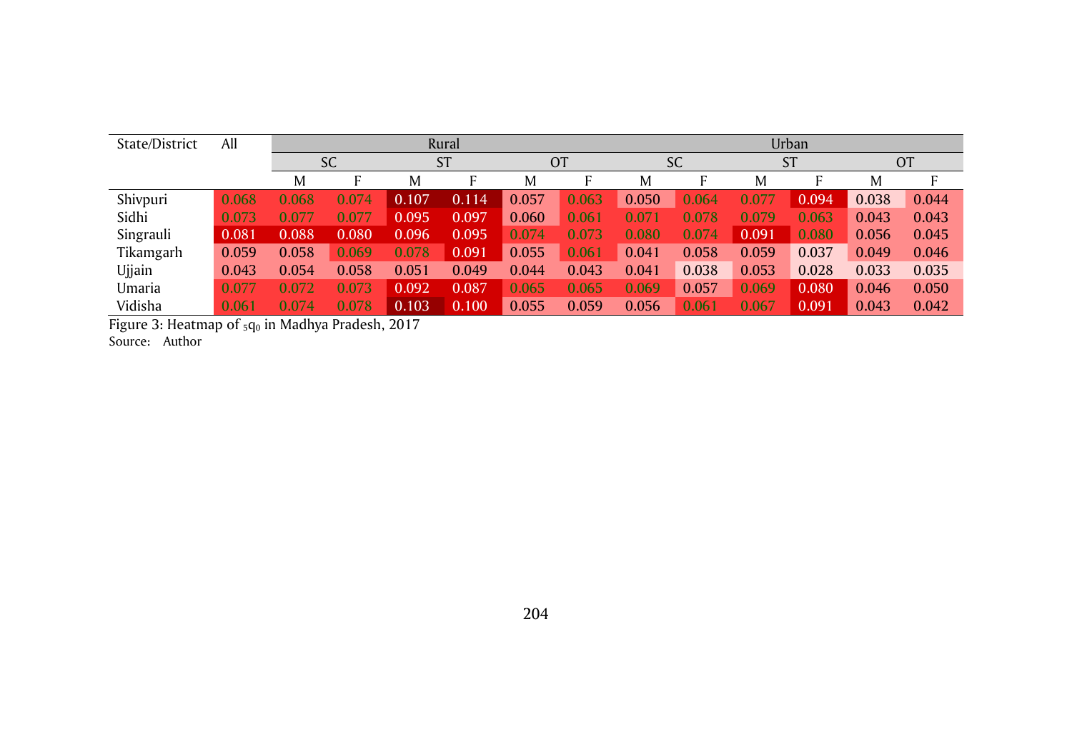| State/District | All | Rural | | | | | | Urban | | | | | |
|---|---|---|---|---|---|---|---|---|---|---|---|---|---|
| | | SC | | ST | | OT | | SC | | ST | | OT | |
| | | M | F | M | F | M | F | M | F | M | F | M | F |
| Shivpuri | 0.068 | 0.068 | 0.074 | 0.107 | 0.114 | 0.057 | 0.063 | 0.050 | 0.064 | 0.077 | 0.094 | 0.038 | 0.044 |
| Sidhi | 0.073 | 0.077 | 0.077 | 0.095 | 0.097 | 0.060 | 0.061 | 0.071 | 0.078 | 0.079 | 0.063 | 0.043 | 0.043 |
| Singrauli | 0.081 | 0.088 | 0.080 | 0.096 | 0.095 | 0.074 | 0.073 | 0.080 | 0.074 | 0.091 | 0.080 | 0.056 | 0.045 |
| Tikamgarh | 0.059 | 0.058 | 0.069 | 0.078 | 0.091 | 0.055 | 0.061 | 0.041 | 0.058 | 0.059 | 0.037 | 0.049 | 0.046 |
| Ujjain | 0.043 | 0.054 | 0.058 | 0.051 | 0.049 | 0.044 | 0.043 | 0.041 | 0.038 | 0.053 | 0.028 | 0.033 | 0.035 |
| Umaria | 0.077 | 0.072 | 0.073 | 0.092 | 0.087 | 0.065 | 0.065 | 0.069 | 0.057 | 0.069 | 0.080 | 0.046 | 0.050 |
| Vidisha | 0.061 | 0.074 | 0.078 | 0.103 | 0.100 | 0.055 | 0.059 | 0.056 | 0.061 | 0.067 | 0.091 | 0.043 | 0.042 |

Figure 3: Heatmap of ${}_5q_0$ in Madhya Pradesh, 2017

Source: Author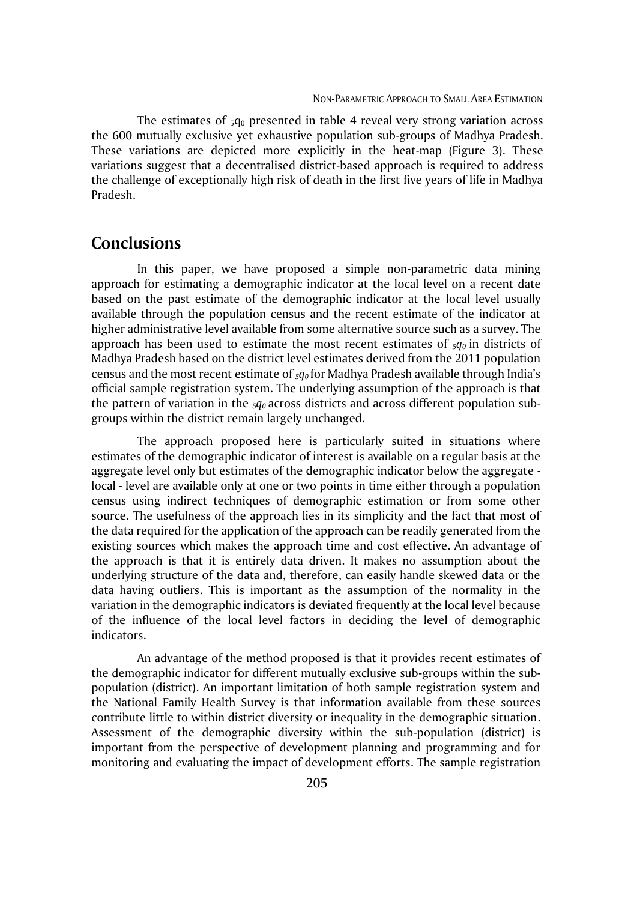The estimates of $_5q_0$ presented in table 4 reveal very strong variation across the 600 mutually exclusive yet exhaustive population sub-groups of Madhya Pradesh. These variations are depicted more explicitly in the heat-map (Figure 3). These variations suggest that a decentralised district-based approach is required to address the challenge of exceptionally high risk of death in the first five years of life in Madhya Pradesh.

## Conclusions

In this paper, we have proposed a simple non-parametric data mining approach for estimating a demographic indicator at the local level on a recent date based on the past estimate of the demographic indicator at the local level usually available through the population census and the recent estimate of the indicator at higher administrative level available from some alternative source such as a survey. The approach has been used to estimate the most recent estimates of $_5q_0$ in districts of Madhya Pradesh based on the district level estimates derived from the 2011 population census and the most recent estimate of $_5q_0$ for Madhya Pradesh available through India's official sample registration system. The underlying assumption of the approach is that the pattern of variation in the $_5q_0$ across districts and across different population sub-groups within the district remain largely unchanged.

The approach proposed here is particularly suited in situations where estimates of the demographic indicator of interest is available on a regular basis at the aggregate level only but estimates of the demographic indicator below the aggregate - local - level are available only at one or two points in time either through a population census using indirect techniques of demographic estimation or from some other source. The usefulness of the approach lies in its simplicity and the fact that most of the data required for the application of the approach can be readily generated from the existing sources which makes the approach time and cost effective. An advantage of the approach is that it is entirely data driven. It makes no assumption about the underlying structure of the data and, therefore, can easily handle skewed data or the data having outliers. This is important as the assumption of the normality in the variation in the demographic indicators is deviated frequently at the local level because of the influence of the local level factors in deciding the level of demographic indicators.

An advantage of the method proposed is that it provides recent estimates of the demographic indicator for different mutually exclusive sub-groups within the sub-population (district). An important limitation of both sample registration system and the National Family Health Survey is that information available from these sources contribute little to within district diversity or inequality in the demographic situation. Assessment of the demographic diversity within the sub-population (district) is important from the perspective of development planning and programming and for monitoring and evaluating the impact of development efforts. The sample registration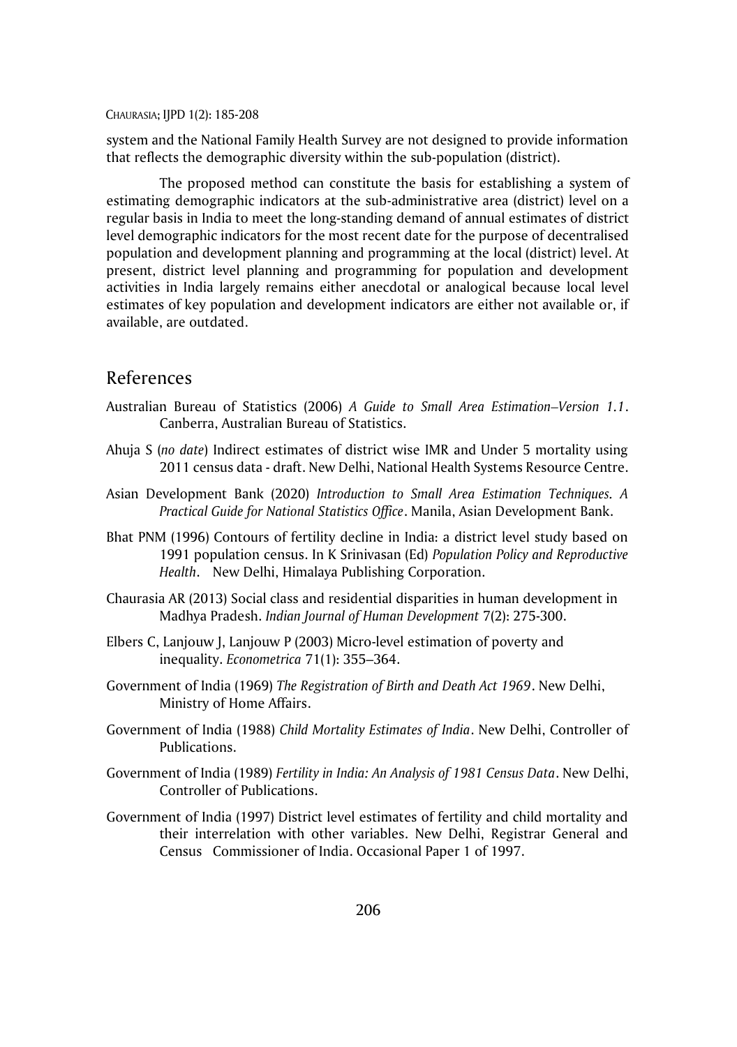system and the National Family Health Survey are not designed to provide information that reflects the demographic diversity within the sub-population (district).

The proposed method can constitute the basis for establishing a system of estimating demographic indicators at the sub-administrative area (district) level on a regular basis in India to meet the long-standing demand of annual estimates of district level demographic indicators for the most recent date for the purpose of decentralised population and development planning and programming at the local (district) level. At present, district level planning and programming for population and development activities in India largely remains either anecdotal or analogical because local level estimates of key population and development indicators are either not available or, if available, are outdated.

## References

Australian Bureau of Statistics (2006) *A Guide to Small Area Estimation–Version 1.1*. Canberra, Australian Bureau of Statistics.

Ahuja S (*no date*) Indirect estimates of district wise IMR and Under 5 mortality using 2011 census data - draft. New Delhi, National Health Systems Resource Centre.

Asian Development Bank (2020) *Introduction to Small Area Estimation Techniques. A Practical Guide for National Statistics Office*. Manila, Asian Development Bank.

Bhat PNM (1996) Contours of fertility decline in India: a district level study based on 1991 population census. In K Srinivasan (Ed) *Population Policy and Reproductive Health*. New Delhi, Himalaya Publishing Corporation.

Chaurasia AR (2013) Social class and residential disparities in human development in Madhya Pradesh. *Indian Journal of Human Development* 7(2): 275-300.

Elbers C, Lanjouw J, Lanjouw P (2003) Micro-level estimation of poverty and inequality. *Econometrica* 71(1): 355–364.

Government of India (1969) *The Registration of Birth and Death Act 1969*. New Delhi, Ministry of Home Affairs.

Government of India (1988) *Child Mortality Estimates of India*. New Delhi, Controller of Publications.

Government of India (1989) *Fertility in India: An Analysis of 1981 Census Data*. New Delhi, Controller of Publications.

Government of India (1997) District level estimates of fertility and child mortality and their interrelation with other variables. New Delhi, Registrar General and Census Commissioner of India. Occasional Paper 1 of 1997.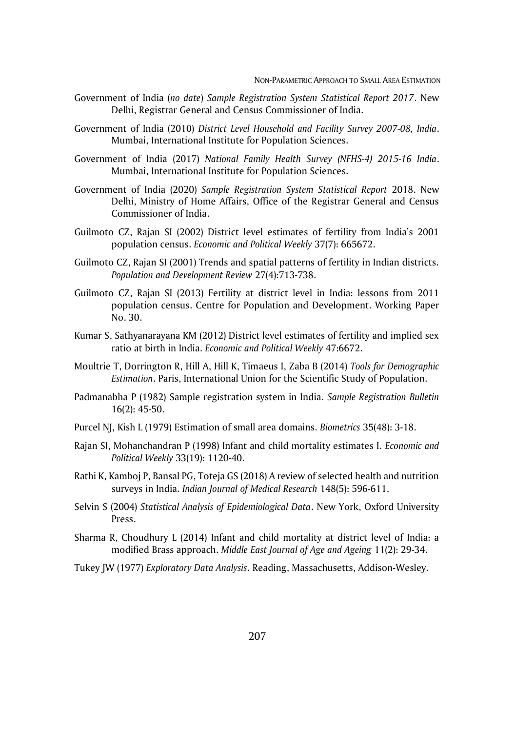Government of India (*no date*) *Sample Registration System Statistical Report 2017*. New Delhi, Registrar General and Census Commissioner of India.

Government of India (2010) *District Level Household and Facility Survey 2007-08, India*. Mumbai, International Institute for Population Sciences.

Government of India (2017) *National Family Health Survey (NFHS-4) 2015-16 India*. Mumbai, International Institute for Population Sciences.

Government of India (2020) *Sample Registration System Statistical Report* 2018. New Delhi, Ministry of Home Affairs, Office of the Registrar General and Census Commissioner of India.

Guilmoto CZ, Rajan SI (2002) District level estimates of fertility from India's 2001 population census. *Economic and Political Weekly* 37(7): 665672.

Guilmoto CZ, Rajan SI (2001) Trends and spatial patterns of fertility in Indian districts. *Population and Development Review* 27(4):713-738.

Guilmoto CZ, Rajan SI (2013) Fertility at district level in India: lessons from 2011 population census. Centre for Population and Development. Working Paper No. 30.

Kumar S, Sathyanarayana KM (2012) District level estimates of fertility and implied sex ratio at birth in India. *Economic and Political Weekly* 47:6672.

Moultrie T, Dorrington R, Hill A, Hill K, Timaeus I, Zaba B (2014) *Tools for Demographic Estimation*. Paris, International Union for the Scientific Study of Population.

Padmanabha P (1982) Sample registration system in India. *Sample Registration Bulletin* 16(2): 45-50.

Purcel NJ, Kish L (1979) Estimation of small area domains. *Biometrics* 35(48): 3-18.

Rajan SI, Mohanchandran P (1998) Infant and child mortality estimates I. *Economic and Political Weekly* 33(19): 1120-40.

Rathi K, Kamboj P, Bansal PG, Toteja GS (2018) A review of selected health and nutrition surveys in India. *Indian Journal of Medical Research* 148(5): 596-611.

Selvin S (2004) *Statistical Analysis of Epidemiological Data*. New York, Oxford University Press.

Sharma R, Choudhury L (2014) Infant and child mortality at district level of India: a modified Brass approach. *Middle East Journal of Age and Ageing* 11(2): 29-34.

Tukey JW (1977) *Exploratory Data Analysis*. Reading, Massachusetts, Addison-Wesley.